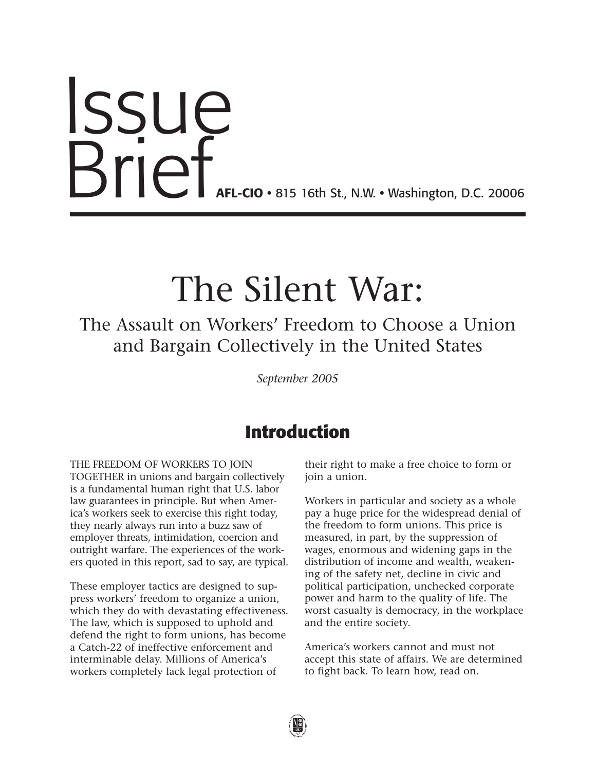# Issue Brief

**AFL-CIO** • 815 16th St., N.W. • Washington, D.C. 20006

# The Silent War:

## The Assault on Workers' Freedom to Choose a Union and Bargain Collectively in the United States

*September 2005*

## Introduction

THE FREEDOM OF WORKERS TO JOIN TOGETHER in unions and bargain collectively is a fundamental human right that U.S. labor law guarantees in principle. But when America's workers seek to exercise this right today, they nearly always run into a buzz saw of employer threats, intimidation, coercion and outright warfare. The experiences of the workers quoted in this report, sad to say, are typical.

These employer tactics are designed to suppress workers' freedom to organize a union, which they do with devastating effectiveness. The law, which is supposed to uphold and defend the right to form unions, has become a Catch-22 of ineffective enforcement and interminable delay. Millions of America's workers completely lack legal protection of their right to make a free choice to form or join a union.

Workers in particular and society as a whole pay a huge price for the widespread denial of the freedom to form unions. This price is measured, in part, by the suppression of wages, enormous and widening gaps in the distribution of income and wealth, weakening of the safety net, decline in civic and political participation, unchecked corporate power and harm to the quality of life. The worst casualty is democracy, in the workplace and the entire society.

America's workers cannot and must not accept this state of affairs. We are determined to fight back. To learn how, read on.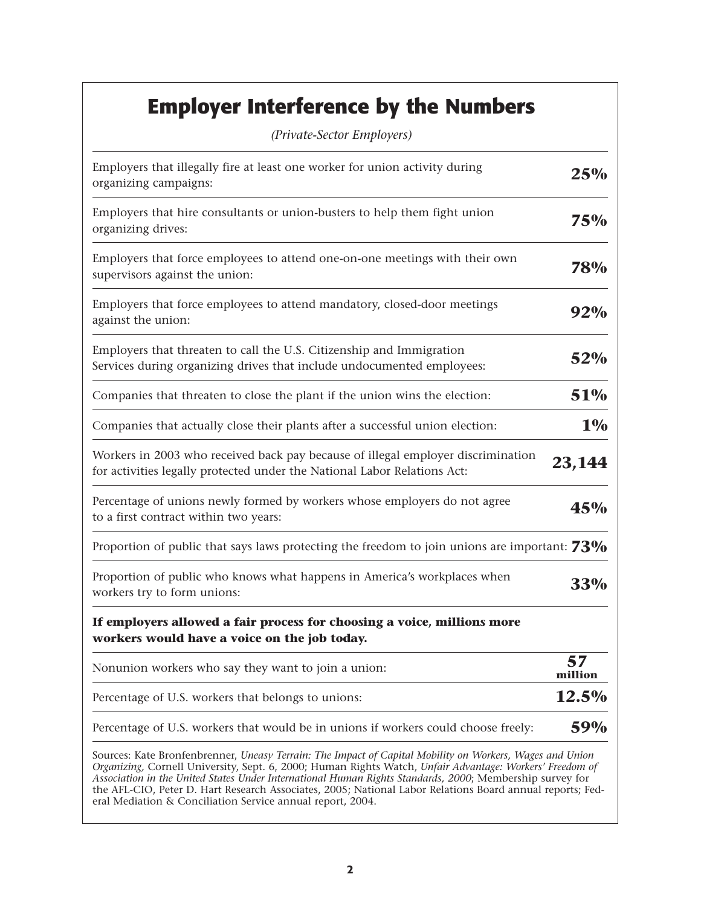# Employer Interference by the Numbers

*(Private-Sector Employers)*

| | |
|---|---|
| Employers that illegally fire at least one worker for union activity during organizing campaigns: | **25%** |
| Employers that hire consultants or union-busters to help them fight union organizing drives: | **75%** |
| Employers that force employees to attend one-on-one meetings with their own supervisors against the union: | **78%** |
| Employers that force employees to attend mandatory, closed-door meetings against the union: | **92%** |
| Employers that threaten to call the U.S. Citizenship and Immigration Services during organizing drives that include undocumented employees: | **52%** |
| Companies that threaten to close the plant if the union wins the election: | **51%** |
| Companies that actually close their plants after a successful union election: | **1%** |
| Workers in 2003 who received back pay because of illegal employer discrimination for activities legally protected under the National Labor Relations Act: | **23,144** |
| Percentage of unions newly formed by workers whose employers do not agree to a first contract within two years: | **45%** |
| Proportion of public that says laws protecting the freedom to join unions are important: | **73%** |
| Proportion of public who knows what happens in America's workplaces when workers try to form unions: | **33%** |
| **If employers allowed a fair process for choosing a voice, millions more workers would have a voice on the job today.** | |
| Nonunion workers who say they want to join a union: | **57 million** |
| Percentage of U.S. workers that belongs to unions: | **12.5%** |
| Percentage of U.S. workers that would be in unions if workers could choose freely: | **59%** |

Sources: Kate Bronfenbrenner, *Uneasy Terrain: The Impact of Capital Mobility on Workers, Wages and Union Organizing,* Cornell University, Sept. 6, 2000; Human Rights Watch, *Unfair Advantage: Workers' Freedom of Association in the United States Under International Human Rights Standards, 2000*; Membership survey for the AFL-CIO, Peter D. Hart Research Associates, 2005; National Labor Relations Board annual reports; Federal Mediation & Conciliation Service annual report, 2004.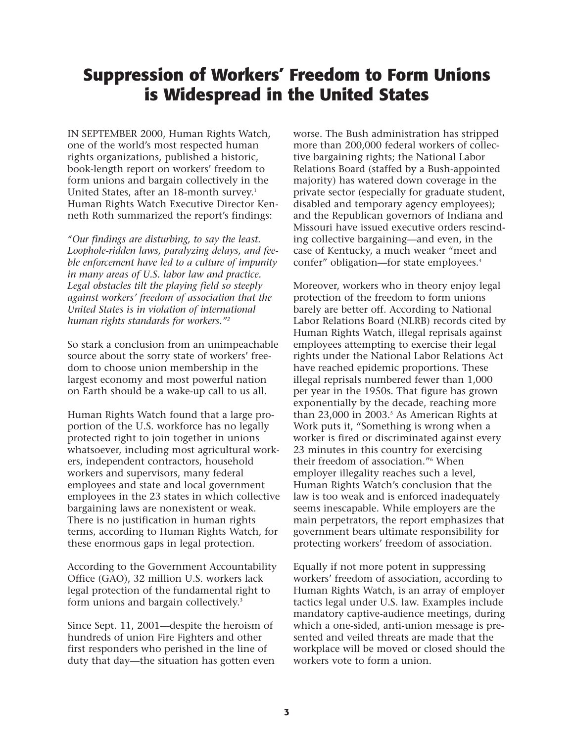# Suppression of Workers' Freedom to Form Unions is Widespread in the United States

IN SEPTEMBER 2000, Human Rights Watch, one of the world's most respected human rights organizations, published a historic, book-length report on workers' freedom to form unions and bargain collectively in the United States, after an 18-month survey.[1] Human Rights Watch Executive Director Kenneth Roth summarized the report's findings:

*"Our findings are disturbing, to say the least. Loophole-ridden laws, paralyzing delays, and feeble enforcement have led to a culture of impunity in many areas of U.S. labor law and practice. Legal obstacles tilt the playing field so steeply against workers' freedom of association that the United States is in violation of international human rights standards for workers."*[2]

So stark a conclusion from an unimpeachable source about the sorry state of workers' freedom to choose union membership in the largest economy and most powerful nation on Earth should be a wake-up call to us all.

Human Rights Watch found that a large proportion of the U.S. workforce has no legally protected right to join together in unions whatsoever, including most agricultural workers, independent contractors, household workers and supervisors, many federal employees and state and local government employees in the 23 states in which collective bargaining laws are nonexistent or weak. There is no justification in human rights terms, according to Human Rights Watch, for these enormous gaps in legal protection.

According to the Government Accountability Office (GAO), 32 million U.S. workers lack legal protection of the fundamental right to form unions and bargain collectively.[3]

Since Sept. 11, 2001—despite the heroism of hundreds of union Fire Fighters and other first responders who perished in the line of duty that day—the situation has gotten even worse. The Bush administration has stripped more than 200,000 federal workers of collective bargaining rights; the National Labor Relations Board (staffed by a Bush-appointed majority) has watered down coverage in the private sector (especially for graduate student, disabled and temporary agency employees); and the Republican governors of Indiana and Missouri have issued executive orders rescinding collective bargaining—and even, in the case of Kentucky, a much weaker "meet and confer" obligation—for state employees.[4]

Moreover, workers who in theory enjoy legal protection of the freedom to form unions barely are better off. According to National Labor Relations Board (NLRB) records cited by Human Rights Watch, illegal reprisals against employees attempting to exercise their legal rights under the National Labor Relations Act have reached epidemic proportions. These illegal reprisals numbered fewer than 1,000 per year in the 1950s. That figure has grown exponentially by the decade, reaching more than 23,000 in 2003.[5] As American Rights at Work puts it, "Something is wrong when a worker is fired or discriminated against every 23 minutes in this country for exercising their freedom of association."[6] When employer illegality reaches such a level, Human Rights Watch's conclusion that the law is too weak and is enforced inadequately seems inescapable. While employers are the main perpetrators, the report emphasizes that government bears ultimate responsibility for protecting workers' freedom of association.

Equally if not more potent in suppressing workers' freedom of association, according to Human Rights Watch, is an array of employer tactics legal under U.S. law. Examples include mandatory captive-audience meetings, during which a one-sided, anti-union message is presented and veiled threats are made that the workplace will be moved or closed should the workers vote to form a union.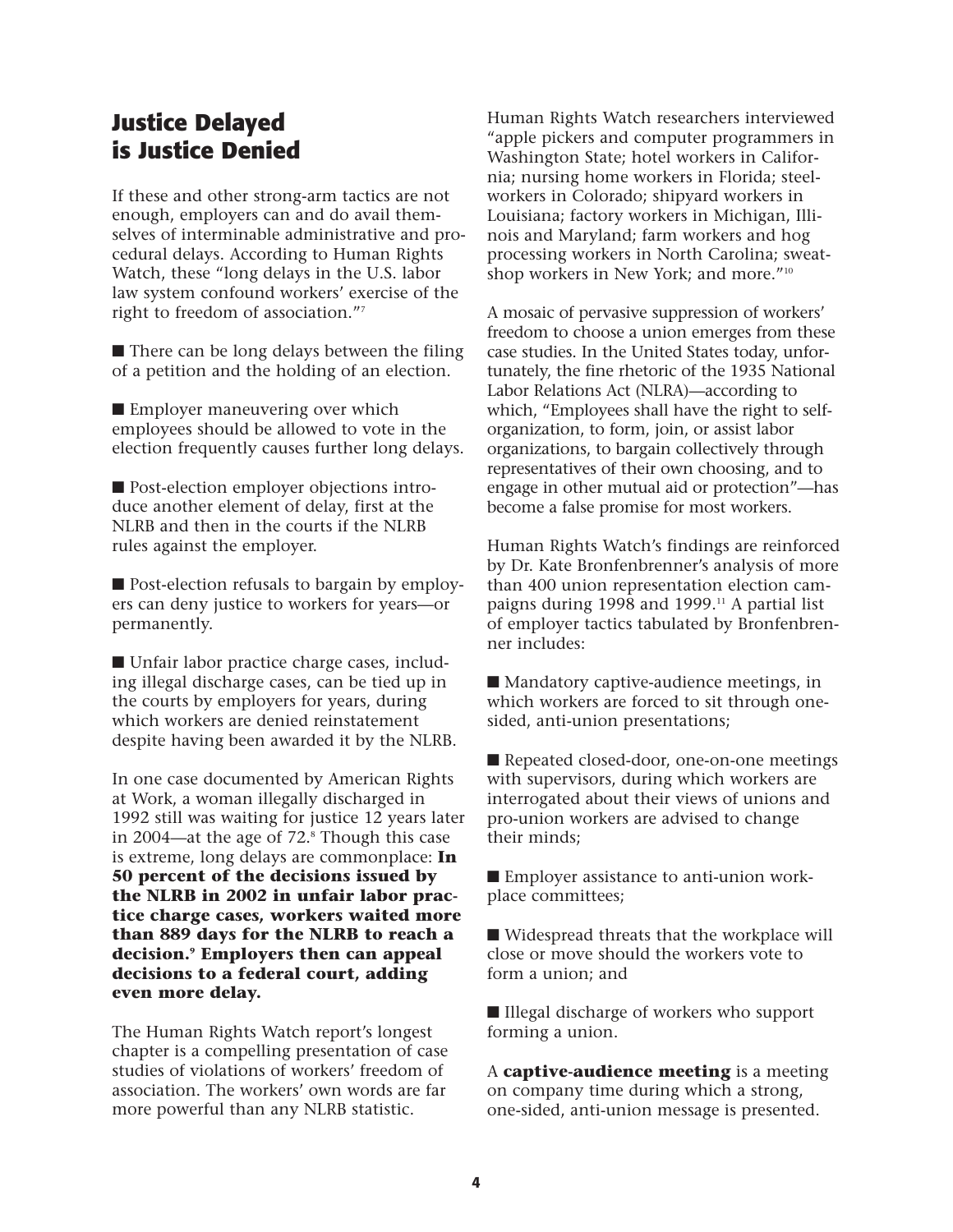## Justice Delayed is Justice Denied

If these and other strong-arm tactics are not enough, employers can and do avail themselves of interminable administrative and procedural delays. According to Human Rights Watch, these "long delays in the U.S. labor law system confound workers' exercise of the right to freedom of association."[7]

- There can be long delays between the filing of a petition and the holding of an election.

- Employer maneuvering over which employees should be allowed to vote in the election frequently causes further long delays.

- Post-election employer objections introduce another element of delay, first at the NLRB and then in the courts if the NLRB rules against the employer.

- Post-election refusals to bargain by employers can deny justice to workers for years—or permanently.

- Unfair labor practice charge cases, including illegal discharge cases, can be tied up in the courts by employers for years, during which workers are denied reinstatement despite having been awarded it by the NLRB.

In one case documented by American Rights at Work, a woman illegally discharged in 1992 still was waiting for justice 12 years later in 2004—at the age of 72.[8] Though this case is extreme, long delays are commonplace: **In 50 percent of the decisions issued by the NLRB in 2002 in unfair labor practice charge cases, workers waited more than 889 days for the NLRB to reach a decision.[9] Employers then can appeal decisions to a federal court, adding even more delay.**

The Human Rights Watch report's longest chapter is a compelling presentation of case studies of violations of workers' freedom of association. The workers' own words are far more powerful than any NLRB statistic.

Human Rights Watch researchers interviewed "apple pickers and computer programmers in Washington State; hotel workers in California; nursing home workers in Florida; steelworkers in Colorado; shipyard workers in Louisiana; factory workers in Michigan, Illinois and Maryland; farm workers and hog processing workers in North Carolina; sweatshop workers in New York; and more."[10]

A mosaic of pervasive suppression of workers' freedom to choose a union emerges from these case studies. In the United States today, unfortunately, the fine rhetoric of the 1935 National Labor Relations Act (NLRA)—according to which, "Employees shall have the right to self-organization, to form, join, or assist labor organizations, to bargain collectively through representatives of their own choosing, and to engage in other mutual aid or protection"—has become a false promise for most workers.

Human Rights Watch's findings are reinforced by Dr. Kate Bronfenbrenner's analysis of more than 400 union representation election campaigns during 1998 and 1999.[11] A partial list of employer tactics tabulated by Bronfenbrenner includes:

- Mandatory captive-audience meetings, in which workers are forced to sit through one-sided, anti-union presentations;

- Repeated closed-door, one-on-one meetings with supervisors, during which workers are interrogated about their views of unions and pro-union workers are advised to change their minds;

- Employer assistance to anti-union workplace committees;

- Widespread threats that the workplace will close or move should the workers vote to form a union; and

- Illegal discharge of workers who support forming a union.

A **captive-audience meeting** is a meeting on company time during which a strong, one-sided, anti-union message is presented.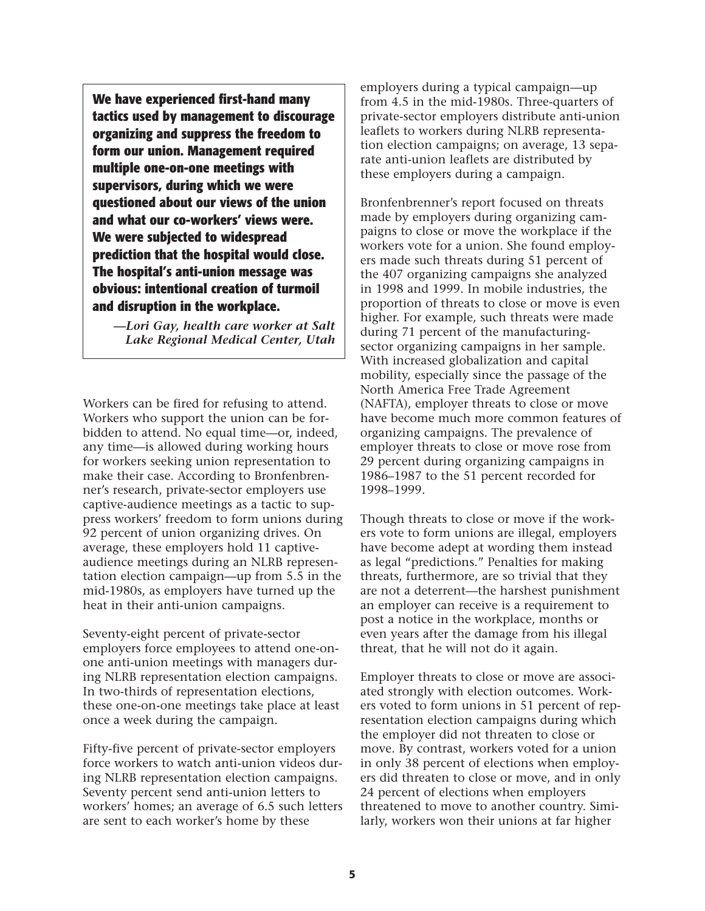> **We have experienced first-hand many tactics used by management to discourage organizing and suppress the freedom to form our union. Management required multiple one-on-one meetings with supervisors, during which we were questioned about our views of the union and what our co-workers' views were. We were subjected to widespread prediction that the hospital would close. The hospital's anti-union message was obvious: intentional creation of turmoil and disruption in the workplace.**
>
> *—Lori Gay, health care worker at Salt Lake Regional Medical Center, Utah*

Workers can be fired for refusing to attend. Workers who support the union can be forbidden to attend. No equal time—or, indeed, any time—is allowed during working hours for workers seeking union representation to make their case. According to Bronfenbrenner's research, private-sector employers use captive-audience meetings as a tactic to suppress workers' freedom to form unions during 92 percent of union organizing drives. On average, these employers hold 11 captive-audience meetings during an NLRB representation election campaign—up from 5.5 in the mid-1980s, as employers have turned up the heat in their anti-union campaigns.

Seventy-eight percent of private-sector employers force employees to attend one-on-one anti-union meetings with managers during NLRB representation election campaigns. In two-thirds of representation elections, these one-on-one meetings take place at least once a week during the campaign.

Fifty-five percent of private-sector employers force workers to watch anti-union videos during NLRB representation election campaigns. Seventy percent send anti-union letters to workers' homes; an average of 6.5 such letters are sent to each worker's home by these employers during a typical campaign—up from 4.5 in the mid-1980s. Three-quarters of private-sector employers distribute anti-union leaflets to workers during NLRB representation election campaigns; on average, 13 separate anti-union leaflets are distributed by these employers during a campaign.

Bronfenbrenner's report focused on threats made by employers during organizing campaigns to close or move the workplace if the workers vote for a union. She found employers made such threats during 51 percent of the 407 organizing campaigns she analyzed in 1998 and 1999. In mobile industries, the proportion of threats to close or move is even higher. For example, such threats were made during 71 percent of the manufacturing-sector organizing campaigns in her sample. With increased globalization and capital mobility, especially since the passage of the North America Free Trade Agreement (NAFTA), employer threats to close or move have become much more common features of organizing campaigns. The prevalence of employer threats to close or move rose from 29 percent during organizing campaigns in 1986–1987 to the 51 percent recorded for 1998–1999.

Though threats to close or move if the workers vote to form unions are illegal, employers have become adept at wording them instead as legal "predictions." Penalties for making threats, furthermore, are so trivial that they are not a deterrent—the harshest punishment an employer can receive is a requirement to post a notice in the workplace, months or even years after the damage from his illegal threat, that he will not do it again.

Employer threats to close or move are associated strongly with election outcomes. Workers voted to form unions in 51 percent of representation election campaigns during which the employer did not threaten to close or move. By contrast, workers voted for a union in only 38 percent of elections when employers did threaten to close or move, and in only 24 percent of elections when employers threatened to move to another country. Similarly, workers won their unions at far higher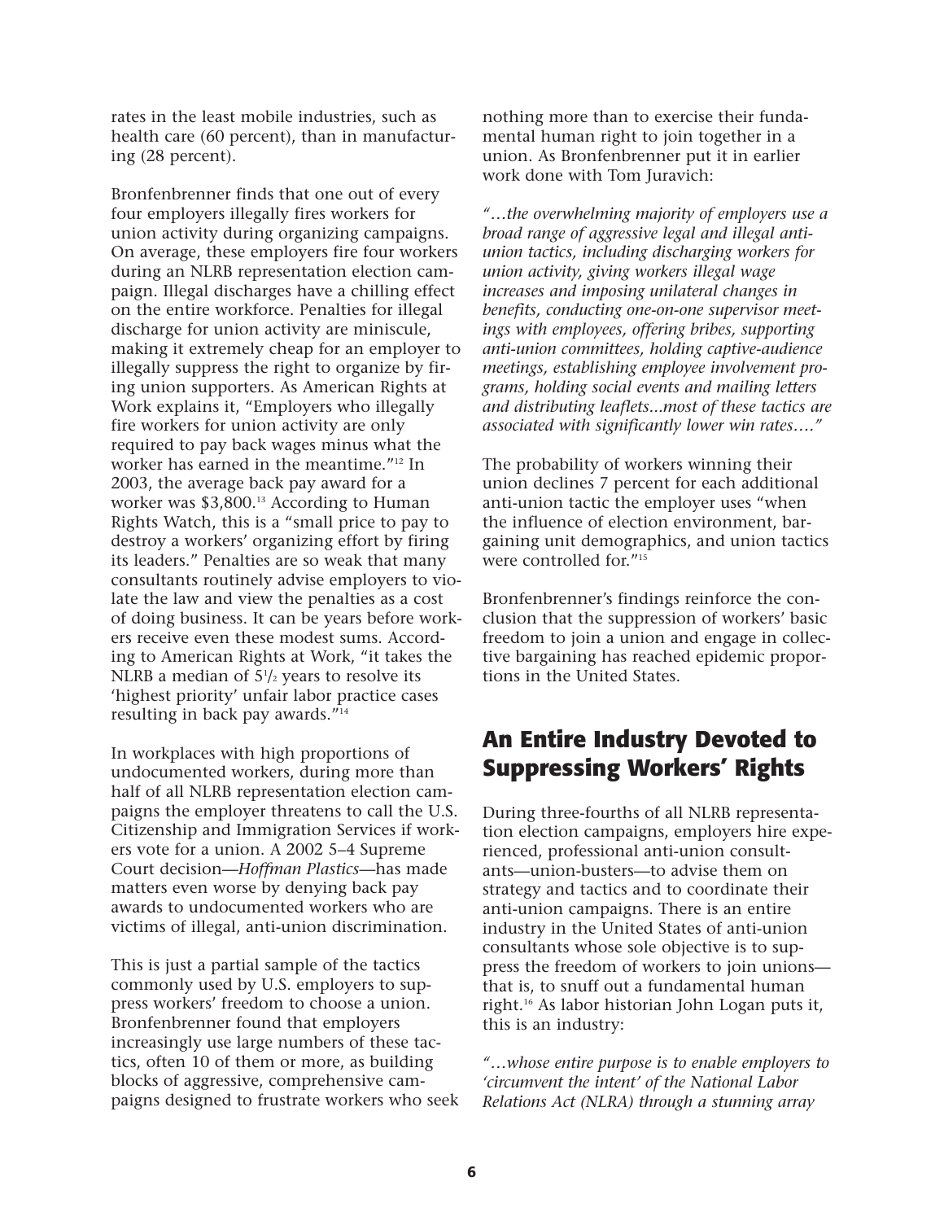rates in the least mobile industries, such as health care (60 percent), than in manufacturing (28 percent).

Bronfenbrenner finds that one out of every four employers illegally fires workers for union activity during organizing campaigns. On average, these employers fire four workers during an NLRB representation election campaign. Illegal discharges have a chilling effect on the entire workforce. Penalties for illegal discharge for union activity are miniscule, making it extremely cheap for an employer to illegally suppress the right to organize by firing union supporters. As American Rights at Work explains it, "Employers who illegally fire workers for union activity are only required to pay back wages minus what the worker has earned in the meantime."[12] In 2003, the average back pay award for a worker was $3,800.[13] According to Human Rights Watch, this is a "small price to pay to destroy a workers' organizing effort by firing its leaders." Penalties are so weak that many consultants routinely advise employers to violate the law and view the penalties as a cost of doing business. It can be years before workers receive even these modest sums. According to American Rights at Work, "it takes the NLRB a median of 5½ years to resolve its 'highest priority' unfair labor practice cases resulting in back pay awards."[14]

In workplaces with high proportions of undocumented workers, during more than half of all NLRB representation election campaigns the employer threatens to call the U.S. Citizenship and Immigration Services if workers vote for a union. A 2002 5–4 Supreme Court decision—*Hoffman Plastics*—has made matters even worse by denying back pay awards to undocumented workers who are victims of illegal, anti-union discrimination.

This is just a partial sample of the tactics commonly used by U.S. employers to suppress workers' freedom to choose a union. Bronfenbrenner found that employers increasingly use large numbers of these tactics, often 10 of them or more, as building blocks of aggressive, comprehensive campaigns designed to frustrate workers who seek nothing more than to exercise their fundamental human right to join together in a union. As Bronfenbrenner put it in earlier work done with Tom Juravich:

*"…the overwhelming majority of employers use a broad range of aggressive legal and illegal anti-union tactics, including discharging workers for union activity, giving workers illegal wage increases and imposing unilateral changes in benefits, conducting one-on-one supervisor meetings with employees, offering bribes, supporting anti-union committees, holding captive-audience meetings, establishing employee involvement programs, holding social events and mailing letters and distributing leaflets...most of these tactics are associated with significantly lower win rates…."*

The probability of workers winning their union declines 7 percent for each additional anti-union tactic the employer uses "when the influence of election environment, bargaining unit demographics, and union tactics were controlled for."[15]

Bronfenbrenner's findings reinforce the conclusion that the suppression of workers' basic freedom to join a union and engage in collective bargaining has reached epidemic proportions in the United States.

## An Entire Industry Devoted to Suppressing Workers' Rights

During three-fourths of all NLRB representation election campaigns, employers hire experienced, professional anti-union consultants—union-busters—to advise them on strategy and tactics and to coordinate their anti-union campaigns. There is an entire industry in the United States of anti-union consultants whose sole objective is to suppress the freedom of workers to join unions—that is, to snuff out a fundamental human right.[16] As labor historian John Logan puts it, this is an industry:

*"…whose entire purpose is to enable employers to 'circumvent the intent' of the National Labor Relations Act (NLRA) through a stunning array*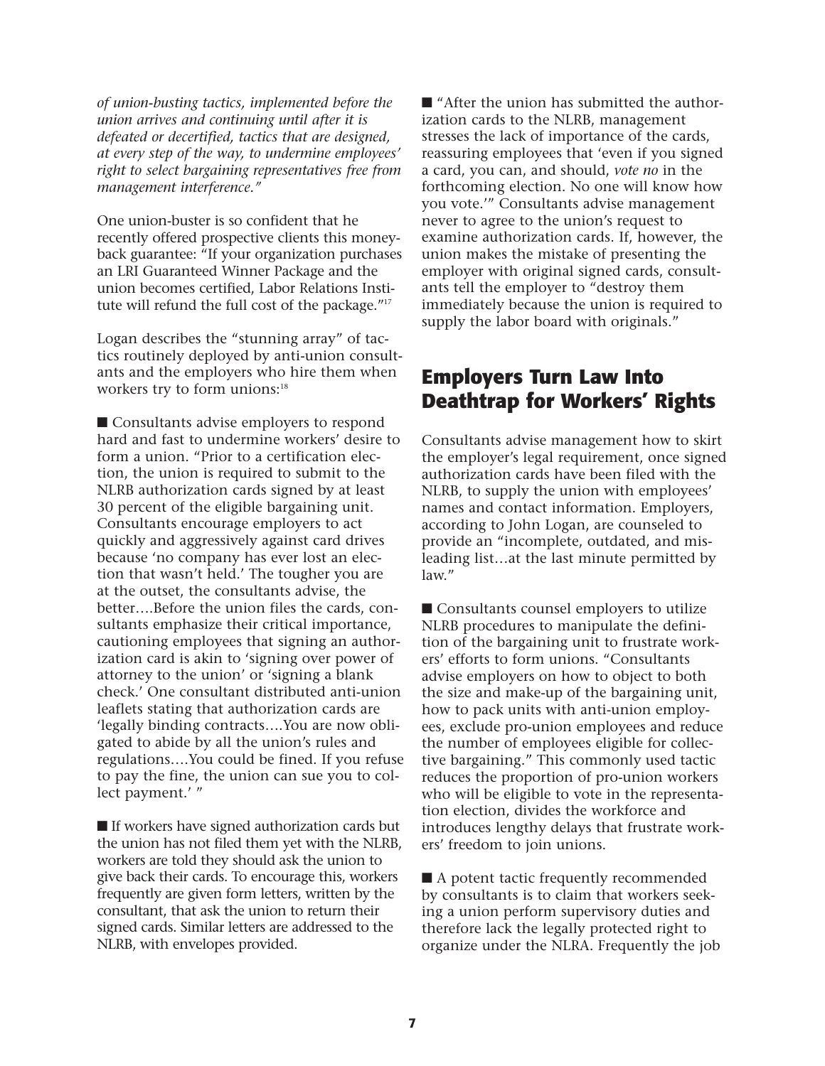*of union-busting tactics, implemented before the union arrives and continuing until after it is defeated or decertified, tactics that are designed, at every step of the way, to undermine employees' right to select bargaining representatives free from management interference."*

One union-buster is so confident that he recently offered prospective clients this money-back guarantee: "If your organization purchases an LRI Guaranteed Winner Package and the union becomes certified, Labor Relations Institute will refund the full cost of the package."[17]

Logan describes the "stunning array" of tactics routinely deployed by anti-union consultants and the employers who hire them when workers try to form unions:[18]

- Consultants advise employers to respond hard and fast to undermine workers' desire to form a union. "Prior to a certification election, the union is required to submit to the NLRB authorization cards signed by at least 30 percent of the eligible bargaining unit. Consultants encourage employers to act quickly and aggressively against card drives because 'no company has ever lost an election that wasn't held.' The tougher you are at the outset, the consultants advise, the better….Before the union files the cards, consultants emphasize their critical importance, cautioning employees that signing an authorization card is akin to 'signing over power of attorney to the union' or 'signing a blank check.' One consultant distributed anti-union leaflets stating that authorization cards are 'legally binding contracts….You are now obligated to abide by all the union's rules and regulations….You could be fined. If you refuse to pay the fine, the union can sue you to collect payment.' "

- If workers have signed authorization cards but the union has not filed them yet with the NLRB, workers are told they should ask the union to give back their cards. To encourage this, workers frequently are given form letters, written by the consultant, that ask the union to return their signed cards. Similar letters are addressed to the NLRB, with envelopes provided.

- "After the union has submitted the authorization cards to the NLRB, management stresses the lack of importance of the cards, reassuring employees that 'even if you signed a card, you can, and should, *vote no* in the forthcoming election. No one will know how you vote.'" Consultants advise management never to agree to the union's request to examine authorization cards. If, however, the union makes the mistake of presenting the employer with original signed cards, consultants tell the employer to "destroy them immediately because the union is required to supply the labor board with originals."

## Employers Turn Law Into Deathtrap for Workers' Rights

Consultants advise management how to skirt the employer's legal requirement, once signed authorization cards have been filed with the NLRB, to supply the union with employees' names and contact information. Employers, according to John Logan, are counseled to provide an "incomplete, outdated, and misleading list…at the last minute permitted by law."

- Consultants counsel employers to utilize NLRB procedures to manipulate the definition of the bargaining unit to frustrate workers' efforts to form unions. "Consultants advise employers on how to object to both the size and make-up of the bargaining unit, how to pack units with anti-union employees, exclude pro-union employees and reduce the number of employees eligible for collective bargaining." This commonly used tactic reduces the proportion of pro-union workers who will be eligible to vote in the representation election, divides the workforce and introduces lengthy delays that frustrate workers' freedom to join unions.

- A potent tactic frequently recommended by consultants is to claim that workers seeking a union perform supervisory duties and therefore lack the legally protected right to organize under the NLRA. Frequently the job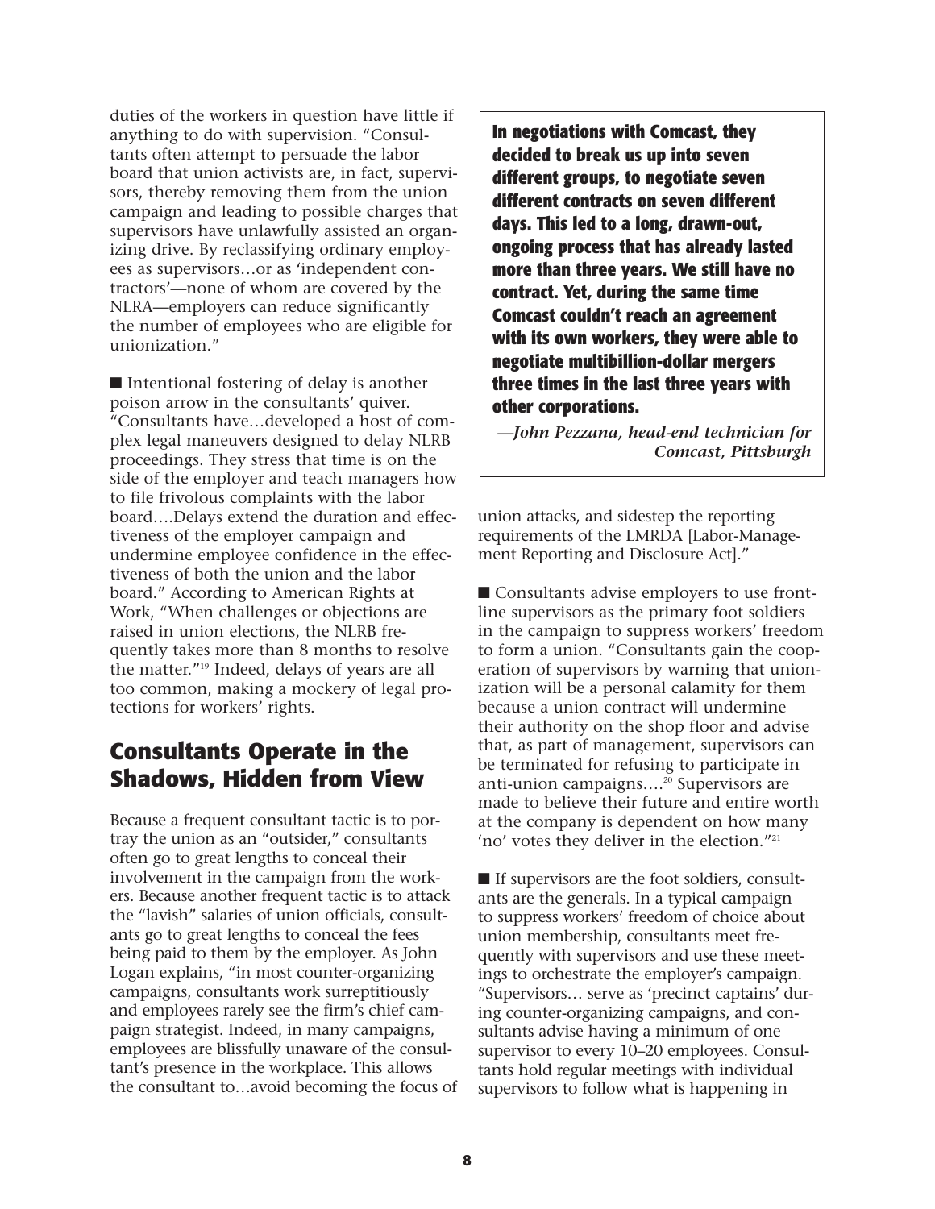duties of the workers in question have little if anything to do with supervision. "Consultants often attempt to persuade the labor board that union activists are, in fact, supervisors, thereby removing them from the union campaign and leading to possible charges that supervisors have unlawfully assisted an organizing drive. By reclassifying ordinary employees as supervisors…or as 'independent contractors'—none of whom are covered by the NLRA—employers can reduce significantly the number of employees who are eligible for unionization."

■ Intentional fostering of delay is another poison arrow in the consultants' quiver. "Consultants have…developed a host of complex legal maneuvers designed to delay NLRB proceedings. They stress that time is on the side of the employer and teach managers how to file frivolous complaints with the labor board….Delays extend the duration and effectiveness of the employer campaign and undermine employee confidence in the effectiveness of both the union and the labor board." According to American Rights at Work, "When challenges or objections are raised in union elections, the NLRB frequently takes more than 8 months to resolve the matter."[19] Indeed, delays of years are all too common, making a mockery of legal protections for workers' rights.

> **In negotiations with Comcast, they decided to break us up into seven different groups, to negotiate seven different contracts on seven different days. This led to a long, drawn-out, ongoing process that has already lasted more than three years. We still have no contract. Yet, during the same time Comcast couldn't reach an agreement with its own workers, they were able to negotiate multibillion-dollar mergers three times in the last three years with other corporations.**
>
> *—John Pezzana, head-end technician for Comcast, Pittsburgh*

## Consultants Operate in the Shadows, Hidden from View

Because a frequent consultant tactic is to portray the union as an "outsider," consultants often go to great lengths to conceal their involvement in the campaign from the workers. Because another frequent tactic is to attack the "lavish" salaries of union officials, consultants go to great lengths to conceal the fees being paid to them by the employer. As John Logan explains, "in most counter-organizing campaigns, consultants work surreptitiously and employees rarely see the firm's chief campaign strategist. Indeed, in many campaigns, employees are blissfully unaware of the consultant's presence in the workplace. This allows the consultant to…avoid becoming the focus of union attacks, and sidestep the reporting requirements of the LMRDA [Labor-Management Reporting and Disclosure Act]."

■ Consultants advise employers to use frontline supervisors as the primary foot soldiers in the campaign to suppress workers' freedom to form a union. "Consultants gain the cooperation of supervisors by warning that unionization will be a personal calamity for them because a union contract will undermine their authority on the shop floor and advise that, as part of management, supervisors can be terminated for refusing to participate in anti-union campaigns….[20] Supervisors are made to believe their future and entire worth at the company is dependent on how many 'no' votes they deliver in the election."[21]

■ If supervisors are the foot soldiers, consultants are the generals. In a typical campaign to suppress workers' freedom of choice about union membership, consultants meet frequently with supervisors and use these meetings to orchestrate the employer's campaign. "Supervisors… serve as 'precinct captains' during counter-organizing campaigns, and consultants advise having a minimum of one supervisor to every 10–20 employees. Consultants hold regular meetings with individual supervisors to follow what is happening in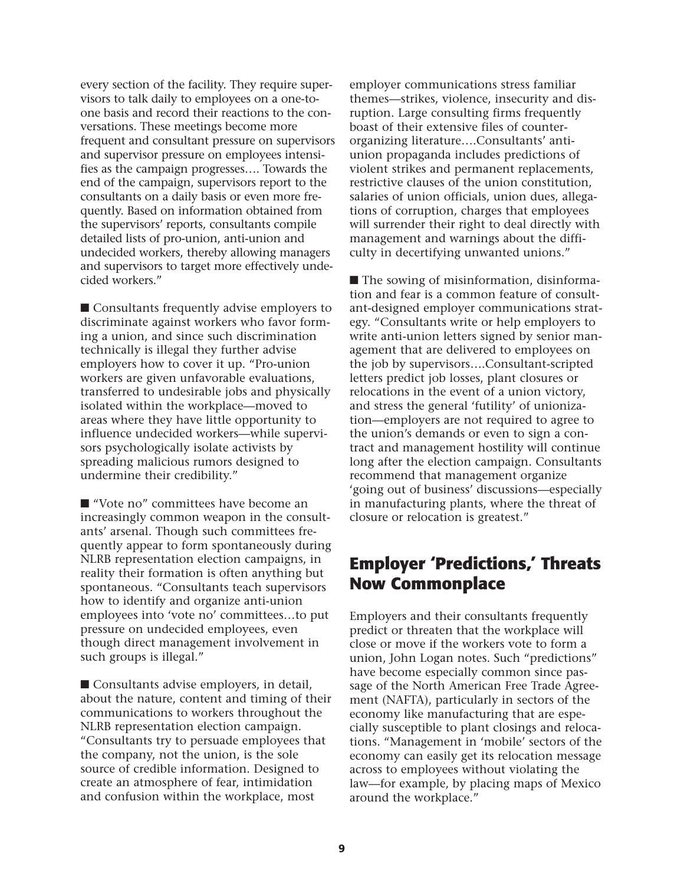every section of the facility. They require supervisors to talk daily to employees on a one-to-one basis and record their reactions to the conversations. These meetings become more frequent and consultant pressure on supervisors and supervisor pressure on employees intensifies as the campaign progresses…. Towards the end of the campaign, supervisors report to the consultants on a daily basis or even more frequently. Based on information obtained from the supervisors' reports, consultants compile detailed lists of pro-union, anti-union and undecided workers, thereby allowing managers and supervisors to target more effectively undecided workers."

■ Consultants frequently advise employers to discriminate against workers who favor forming a union, and since such discrimination technically is illegal they further advise employers how to cover it up. "Pro-union workers are given unfavorable evaluations, transferred to undesirable jobs and physically isolated within the workplace—moved to areas where they have little opportunity to influence undecided workers—while supervisors psychologically isolate activists by spreading malicious rumors designed to undermine their credibility."

■ "Vote no" committees have become an increasingly common weapon in the consultants' arsenal. Though such committees frequently appear to form spontaneously during NLRB representation election campaigns, in reality their formation is often anything but spontaneous. "Consultants teach supervisors how to identify and organize anti-union employees into 'vote no' committees…to put pressure on undecided employees, even though direct management involvement in such groups is illegal."

■ Consultants advise employers, in detail, about the nature, content and timing of their communications to workers throughout the NLRB representation election campaign. "Consultants try to persuade employees that the company, not the union, is the sole source of credible information. Designed to create an atmosphere of fear, intimidation and confusion within the workplace, most employer communications stress familiar themes—strikes, violence, insecurity and disruption. Large consulting firms frequently boast of their extensive files of counter-organizing literature….Consultants' anti-union propaganda includes predictions of violent strikes and permanent replacements, restrictive clauses of the union constitution, salaries of union officials, union dues, allegations of corruption, charges that employees will surrender their right to deal directly with management and warnings about the difficulty in decertifying unwanted unions."

■ The sowing of misinformation, disinformation and fear is a common feature of consultant-designed employer communications strategy. "Consultants write or help employers to write anti-union letters signed by senior management that are delivered to employees on the job by supervisors….Consultant-scripted letters predict job losses, plant closures or relocations in the event of a union victory, and stress the general 'futility' of unionization—employers are not required to agree to the union's demands or even to sign a contract and management hostility will continue long after the election campaign. Consultants recommend that management organize 'going out of business' discussions—especially in manufacturing plants, where the threat of closure or relocation is greatest."

## Employer 'Predictions,' Threats Now Commonplace

Employers and their consultants frequently predict or threaten that the workplace will close or move if the workers vote to form a union, John Logan notes. Such "predictions" have become especially common since passage of the North American Free Trade Agreement (NAFTA), particularly in sectors of the economy like manufacturing that are especially susceptible to plant closings and relocations. "Management in 'mobile' sectors of the economy can easily get its relocation message across to employees without violating the law—for example, by placing maps of Mexico around the workplace."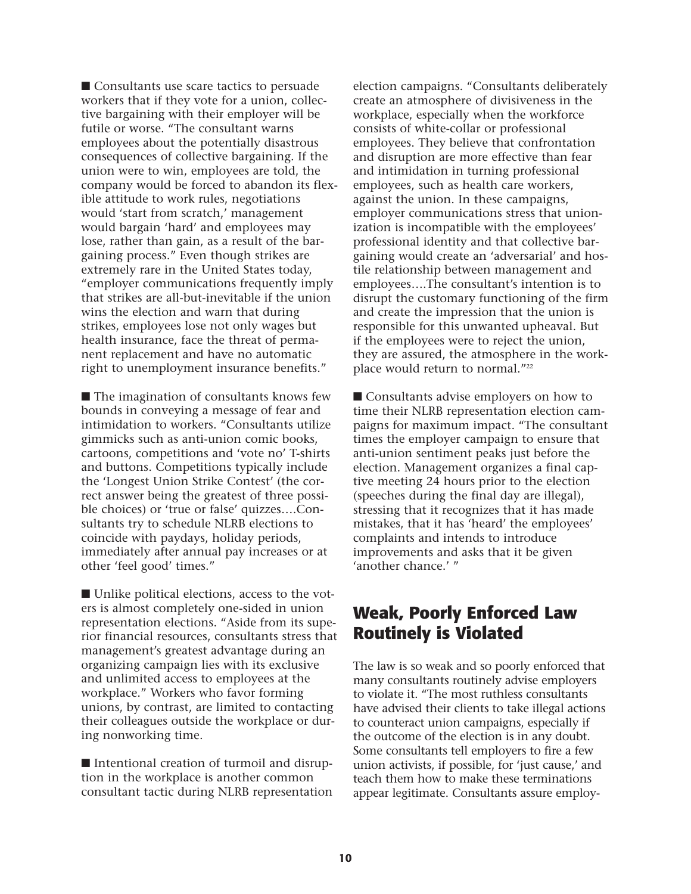■ Consultants use scare tactics to persuade workers that if they vote for a union, collective bargaining with their employer will be futile or worse. "The consultant warns employees about the potentially disastrous consequences of collective bargaining. If the union were to win, employees are told, the company would be forced to abandon its flexible attitude to work rules, negotiations would 'start from scratch,' management would bargain 'hard' and employees may lose, rather than gain, as a result of the bargaining process." Even though strikes are extremely rare in the United States today, "employer communications frequently imply that strikes are all-but-inevitable if the union wins the election and warn that during strikes, employees lose not only wages but health insurance, face the threat of permanent replacement and have no automatic right to unemployment insurance benefits."

■ The imagination of consultants knows few bounds in conveying a message of fear and intimidation to workers. "Consultants utilize gimmicks such as anti-union comic books, cartoons, competitions and 'vote no' T-shirts and buttons. Competitions typically include the 'Longest Union Strike Contest' (the correct answer being the greatest of three possible choices) or 'true or false' quizzes….Consultants try to schedule NLRB elections to coincide with paydays, holiday periods, immediately after annual pay increases or at other 'feel good' times."

■ Unlike political elections, access to the voters is almost completely one-sided in union representation elections. "Aside from its superior financial resources, consultants stress that management's greatest advantage during an organizing campaign lies with its exclusive and unlimited access to employees at the workplace." Workers who favor forming unions, by contrast, are limited to contacting their colleagues outside the workplace or during nonworking time.

■ Intentional creation of turmoil and disruption in the workplace is another common consultant tactic during NLRB representation election campaigns. "Consultants deliberately create an atmosphere of divisiveness in the workplace, especially when the workforce consists of white-collar or professional employees. They believe that confrontation and disruption are more effective than fear and intimidation in turning professional employees, such as health care workers, against the union. In these campaigns, employer communications stress that unionization is incompatible with the employees' professional identity and that collective bargaining would create an 'adversarial' and hostile relationship between management and employees….The consultant's intention is to disrupt the customary functioning of the firm and create the impression that the union is responsible for this unwanted upheaval. But if the employees were to reject the union, they are assured, the atmosphere in the workplace would return to normal."[22]

■ Consultants advise employers on how to time their NLRB representation election campaigns for maximum impact. "The consultant times the employer campaign to ensure that anti-union sentiment peaks just before the election. Management organizes a final captive meeting 24 hours prior to the election (speeches during the final day are illegal), stressing that it recognizes that it has made mistakes, that it has 'heard' the employees' complaints and intends to introduce improvements and asks that it be given 'another chance.' "

## Weak, Poorly Enforced Law Routinely is Violated

The law is so weak and so poorly enforced that many consultants routinely advise employers to violate it. "The most ruthless consultants have advised their clients to take illegal actions to counteract union campaigns, especially if the outcome of the election is in any doubt. Some consultants tell employers to fire a few union activists, if possible, for 'just cause,' and teach them how to make these terminations appear legitimate. Consultants assure employ-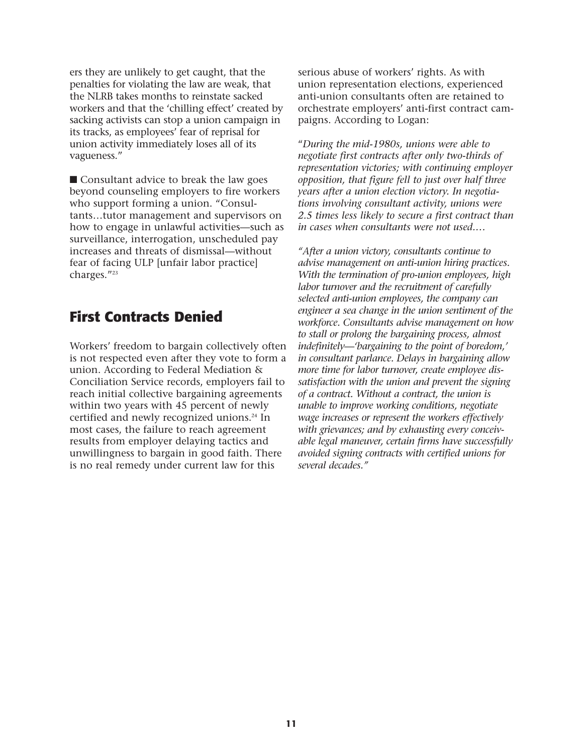ers they are unlikely to get caught, that the penalties for violating the law are weak, that the NLRB takes months to reinstate sacked workers and that the 'chilling effect' created by sacking activists can stop a union campaign in its tracks, as employees' fear of reprisal for union activity immediately loses all of its vagueness."

■ Consultant advice to break the law goes beyond counseling employers to fire workers who support forming a union. "Consultants…tutor management and supervisors on how to engage in unlawful activities—such as surveillance, interrogation, unscheduled pay increases and threats of dismissal—without fear of facing ULP [unfair labor practice] charges."[23]

## First Contracts Denied

Workers' freedom to bargain collectively often is not respected even after they vote to form a union. According to Federal Mediation & Conciliation Service records, employers fail to reach initial collective bargaining agreements within two years with 45 percent of newly certified and newly recognized unions.[24] In most cases, the failure to reach agreement results from employer delaying tactics and unwillingness to bargain in good faith. There is no real remedy under current law for this serious abuse of workers' rights. As with union representation elections, experienced anti-union consultants often are retained to orchestrate employers' anti-first contract campaigns. According to Logan:

"*During the mid-1980s, unions were able to negotiate first contracts after only two-thirds of representation victories; with continuing employer opposition, that figure fell to just over half three years after a union election victory. In negotiations involving consultant activity, unions were 2.5 times less likely to secure a first contract than in cases when consultants were not used.…*

*"After a union victory, consultants continue to advise management on anti-union hiring practices. With the termination of pro-union employees, high labor turnover and the recruitment of carefully selected anti-union employees, the company can engineer a sea change in the union sentiment of the workforce. Consultants advise management on how to stall or prolong the bargaining process, almost indefinitely—'bargaining to the point of boredom,' in consultant parlance. Delays in bargaining allow more time for labor turnover, create employee dissatisfaction with the union and prevent the signing of a contract. Without a contract, the union is unable to improve working conditions, negotiate wage increases or represent the workers effectively with grievances; and by exhausting every conceivable legal maneuver, certain firms have successfully avoided signing contracts with certified unions for several decades."*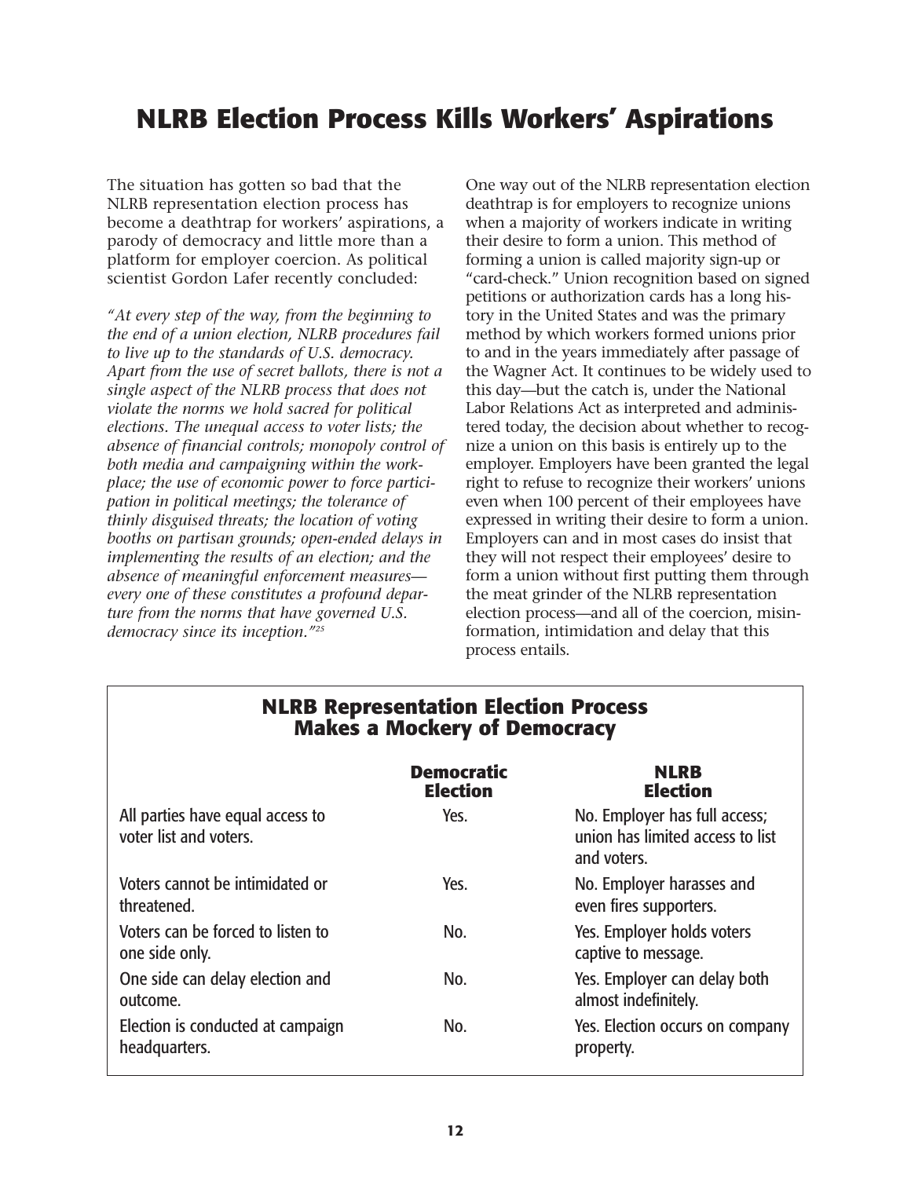# NLRB Election Process Kills Workers' Aspirations

The situation has gotten so bad that the NLRB representation election process has become a deathtrap for workers' aspirations, a parody of democracy and little more than a platform for employer coercion. As political scientist Gordon Lafer recently concluded:

*"At every step of the way, from the beginning to the end of a union election, NLRB procedures fail to live up to the standards of U.S. democracy. Apart from the use of secret ballots, there is not a single aspect of the NLRB process that does not violate the norms we hold sacred for political elections. The unequal access to voter lists; the absence of financial controls; monopoly control of both media and campaigning within the workplace; the use of economic power to force participation in political meetings; the tolerance of thinly disguised threats; the location of voting booths on partisan grounds; open-ended delays in implementing the results of an election; and the absence of meaningful enforcement measures—every one of these constitutes a profound departure from the norms that have governed U.S. democracy since its inception."*[25]

One way out of the NLRB representation election deathtrap is for employers to recognize unions when a majority of workers indicate in writing their desire to form a union. This method of forming a union is called majority sign-up or "card-check." Union recognition based on signed petitions or authorization cards has a long history in the United States and was the primary method by which workers formed unions prior to and in the years immediately after passage of the Wagner Act. It continues to be widely used to this day—but the catch is, under the National Labor Relations Act as interpreted and administered today, the decision about whether to recognize a union on this basis is entirely up to the employer. Employers have been granted the legal right to refuse to recognize their workers' unions even when 100 percent of their employees have expressed in writing their desire to form a union. Employers can and in most cases do insist that they will not respect their employees' desire to form a union without first putting them through the meat grinder of the NLRB representation election process—and all of the coercion, misinformation, intimidation and delay that this process entails.

## NLRB Representation Election Process Makes a Mockery of Democracy

| | Democratic Election | NLRB Election |
|---|---|---|
| All parties have equal access to voter list and voters. | Yes. | No. Employer has full access; union has limited access to list and voters. |
| Voters cannot be intimidated or threatened. | Yes. | No. Employer harasses and even fires supporters. |
| Voters can be forced to listen to one side only. | No. | Yes. Employer holds voters captive to message. |
| One side can delay election and outcome. | No. | Yes. Employer can delay both almost indefinitely. |
| Election is conducted at campaign headquarters. | No. | Yes. Election occurs on company property. |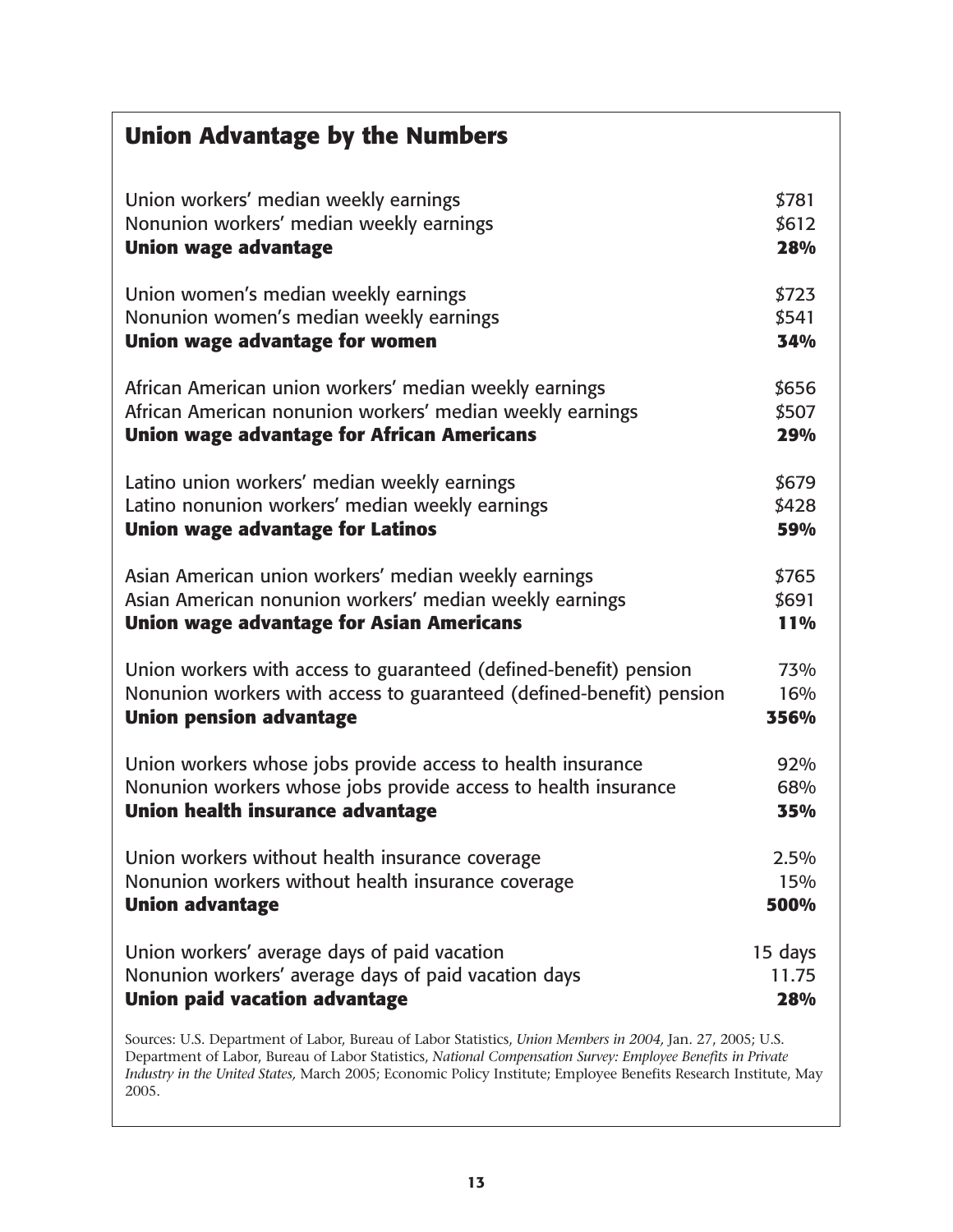## Union Advantage by the Numbers

| | |
|---|---|
| Union workers' median weekly earnings | $781 |
| Nonunion workers' median weekly earnings | $612 |
| **Union wage advantage** | **28%** |
| | |
| Union women's median weekly earnings | $723 |
| Nonunion women's median weekly earnings | $541 |
| **Union wage advantage for women** | **34%** |
| | |
| African American union workers' median weekly earnings | $656 |
| African American nonunion workers' median weekly earnings | $507 |
| **Union wage advantage for African Americans** | **29%** |
| | |
| Latino union workers' median weekly earnings | $679 |
| Latino nonunion workers' median weekly earnings | $428 |
| **Union wage advantage for Latinos** | **59%** |
| | |
| Asian American union workers' median weekly earnings | $765 |
| Asian American nonunion workers' median weekly earnings | $691 |
| **Union wage advantage for Asian Americans** | **11%** |
| | |
| Union workers with access to guaranteed (defined-benefit) pension | 73% |
| Nonunion workers with access to guaranteed (defined-benefit) pension | 16% |
| **Union pension advantage** | **356%** |
| | |
| Union workers whose jobs provide access to health insurance | 92% |
| Nonunion workers whose jobs provide access to health insurance | 68% |
| **Union health insurance advantage** | **35%** |
| | |
| Union workers without health insurance coverage | 2.5% |
| Nonunion workers without health insurance coverage | 15% |
| **Union advantage** | **500%** |
| | |
| Union workers' average days of paid vacation | 15 days |
| Nonunion workers' average days of paid vacation days | 11.75 |
| **Union paid vacation advantage** | **28%** |

Sources: U.S. Department of Labor, Bureau of Labor Statistics, *Union Members in 2004,* Jan. 27, 2005; U.S. Department of Labor, Bureau of Labor Statistics, *National Compensation Survey: Employee Benefits in Private Industry in the United States,* March 2005; Economic Policy Institute; Employee Benefits Research Institute, May 2005.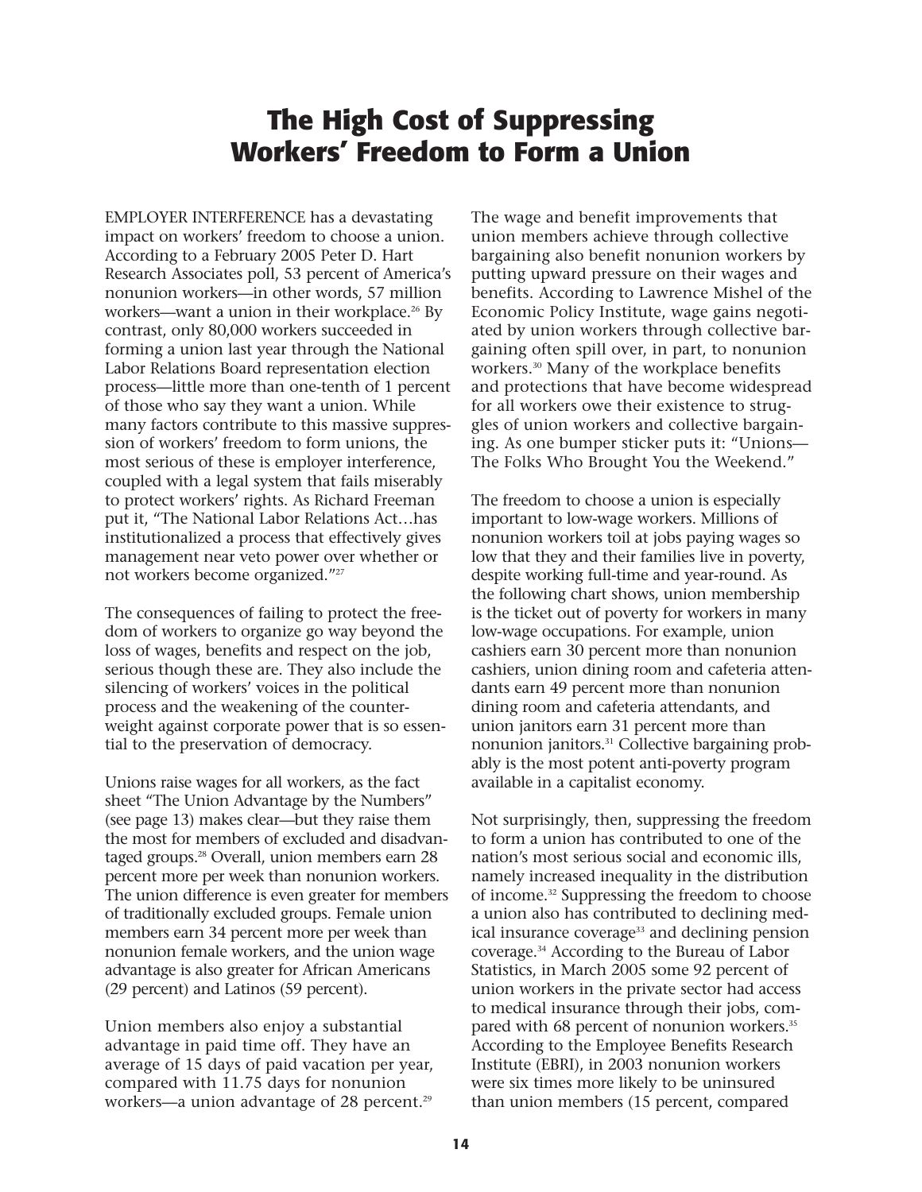# The High Cost of Suppressing Workers' Freedom to Form a Union

EMPLOYER INTERFERENCE has a devastating impact on workers' freedom to choose a union. According to a February 2005 Peter D. Hart Research Associates poll, 53 percent of America's nonunion workers—in other words, 57 million workers—want a union in their workplace.[26] By contrast, only 80,000 workers succeeded in forming a union last year through the National Labor Relations Board representation election process—little more than one-tenth of 1 percent of those who say they want a union. While many factors contribute to this massive suppression of workers' freedom to form unions, the most serious of these is employer interference, coupled with a legal system that fails miserably to protect workers' rights. As Richard Freeman put it, "The National Labor Relations Act…has institutionalized a process that effectively gives management near veto power over whether or not workers become organized."[27]

The consequences of failing to protect the freedom of workers to organize go way beyond the loss of wages, benefits and respect on the job, serious though these are. They also include the silencing of workers' voices in the political process and the weakening of the counterweight against corporate power that is so essential to the preservation of democracy.

Unions raise wages for all workers, as the fact sheet "The Union Advantage by the Numbers" (see page 13) makes clear—but they raise them the most for members of excluded and disadvantaged groups.[28] Overall, union members earn 28 percent more per week than nonunion workers. The union difference is even greater for members of traditionally excluded groups. Female union members earn 34 percent more per week than nonunion female workers, and the union wage advantage is also greater for African Americans (29 percent) and Latinos (59 percent).

Union members also enjoy a substantial advantage in paid time off. They have an average of 15 days of paid vacation per year, compared with 11.75 days for nonunion workers—a union advantage of 28 percent.[29]

The wage and benefit improvements that union members achieve through collective bargaining also benefit nonunion workers by putting upward pressure on their wages and benefits. According to Lawrence Mishel of the Economic Policy Institute, wage gains negotiated by union workers through collective bargaining often spill over, in part, to nonunion workers.[30] Many of the workplace benefits and protections that have become widespread for all workers owe their existence to struggles of union workers and collective bargaining. As one bumper sticker puts it: "Unions—The Folks Who Brought You the Weekend."

The freedom to choose a union is especially important to low-wage workers. Millions of nonunion workers toil at jobs paying wages so low that they and their families live in poverty, despite working full-time and year-round. As the following chart shows, union membership is the ticket out of poverty for workers in many low-wage occupations. For example, union cashiers earn 30 percent more than nonunion cashiers, union dining room and cafeteria attendants earn 49 percent more than nonunion dining room and cafeteria attendants, and union janitors earn 31 percent more than nonunion janitors.[31] Collective bargaining probably is the most potent anti-poverty program available in a capitalist economy.

Not surprisingly, then, suppressing the freedom to form a union has contributed to one of the nation's most serious social and economic ills, namely increased inequality in the distribution of income.[32] Suppressing the freedom to choose a union also has contributed to declining medical insurance coverage[33] and declining pension coverage.[34] According to the Bureau of Labor Statistics, in March 2005 some 92 percent of union workers in the private sector had access to medical insurance through their jobs, compared with 68 percent of nonunion workers.[35] According to the Employee Benefits Research Institute (EBRI), in 2003 nonunion workers were six times more likely to be uninsured than union members (15 percent, compared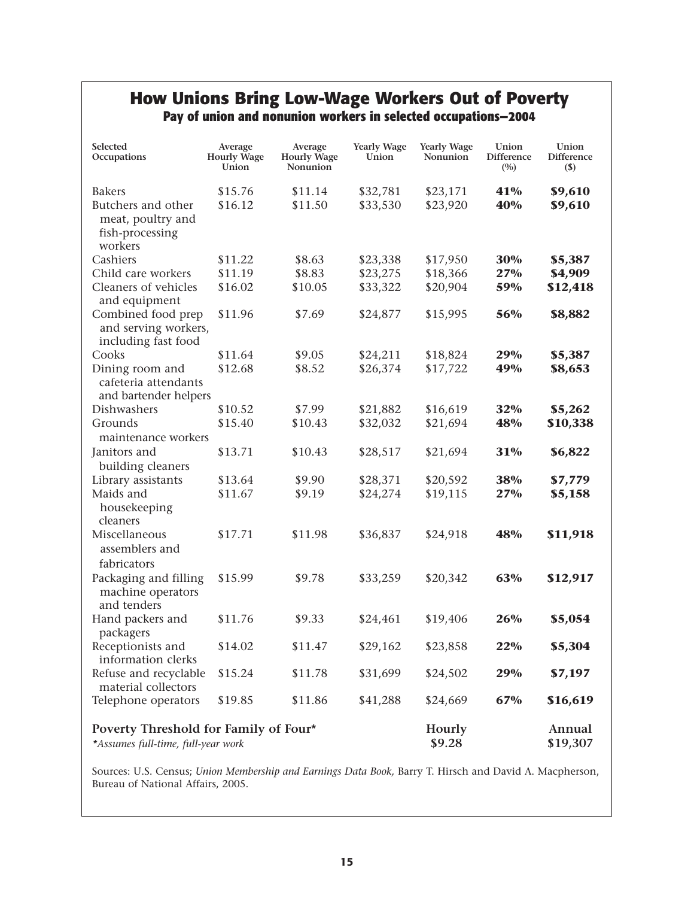## How Unions Bring Low-Wage Workers Out of Poverty

### Pay of union and nonunion workers in selected occupations—2004

| Selected Occupations | Average Hourly Wage Union | Average Hourly Wage Nonunion | Yearly Wage Union | Yearly Wage Nonunion | Union Difference (%) | Union Difference ($) |
|---|---|---|---|---|---|---|
| Bakers | $15.76 | $11.14 | $32,781 | $23,171 | **41%** | **$9,610** |
| Butchers and other meat, poultry and fish-processing workers | $16.12 | $11.50 | $33,530 | $23,920 | **40%** | **$9,610** |
| Cashiers | $11.22 | $8.63 | $23,338 | $17,950 | **30%** | **$5,387** |
| Child care workers | $11.19 | $8.83 | $23,275 | $18,366 | **27%** | **$4,909** |
| Cleaners of vehicles and equipment | $16.02 | $10.05 | $33,322 | $20,904 | **59%** | **$12,418** |
| Combined food prep and serving workers, including fast food | $11.96 | $7.69 | $24,877 | $15,995 | **56%** | **$8,882** |
| Cooks | $11.64 | $9.05 | $24,211 | $18,824 | **29%** | **$5,387** |
| Dining room and cafeteria attendants and bartender helpers | $12.68 | $8.52 | $26,374 | $17,722 | **49%** | **$8,653** |
| Dishwashers | $10.52 | $7.99 | $21,882 | $16,619 | **32%** | **$5,262** |
| Grounds maintenance workers | $15.40 | $10.43 | $32,032 | $21,694 | **48%** | **$10,338** |
| Janitors and building cleaners | $13.71 | $10.43 | $28,517 | $21,694 | **31%** | **$6,822** |
| Library assistants | $13.64 | $9.90 | $28,371 | $20,592 | **38%** | **$7,779** |
| Maids and housekeeping cleaners | $11.67 | $9.19 | $24,274 | $19,115 | **27%** | **$5,158** |
| Miscellaneous assemblers and fabricators | $17.71 | $11.98 | $36,837 | $24,918 | **48%** | **$11,918** |
| Packaging and filling machine operators and tenders | $15.99 | $9.78 | $33,259 | $20,342 | **63%** | **$12,917** |
| Hand packers and packagers | $11.76 | $9.33 | $24,461 | $19,406 | **26%** | **$5,054** |
| Receptionists and information clerks | $14.02 | $11.47 | $29,162 | $23,858 | **22%** | **$5,304** |
| Refuse and recyclable material collectors | $15.24 | $11.78 | $31,699 | $24,502 | **29%** | **$7,197** |
| Telephone operators | $19.85 | $11.86 | $41,288 | $24,669 | **67%** | **$16,619** |
| **Poverty Threshold for Family of Four*** | | | | **Hourly** $9.28 | | **Annual** $19,307 |

*\*Assumes full-time, full-year work*

Sources: U.S. Census; *Union Membership and Earnings Data Book,* Barry T. Hirsch and David A. Macpherson, Bureau of National Affairs, 2005.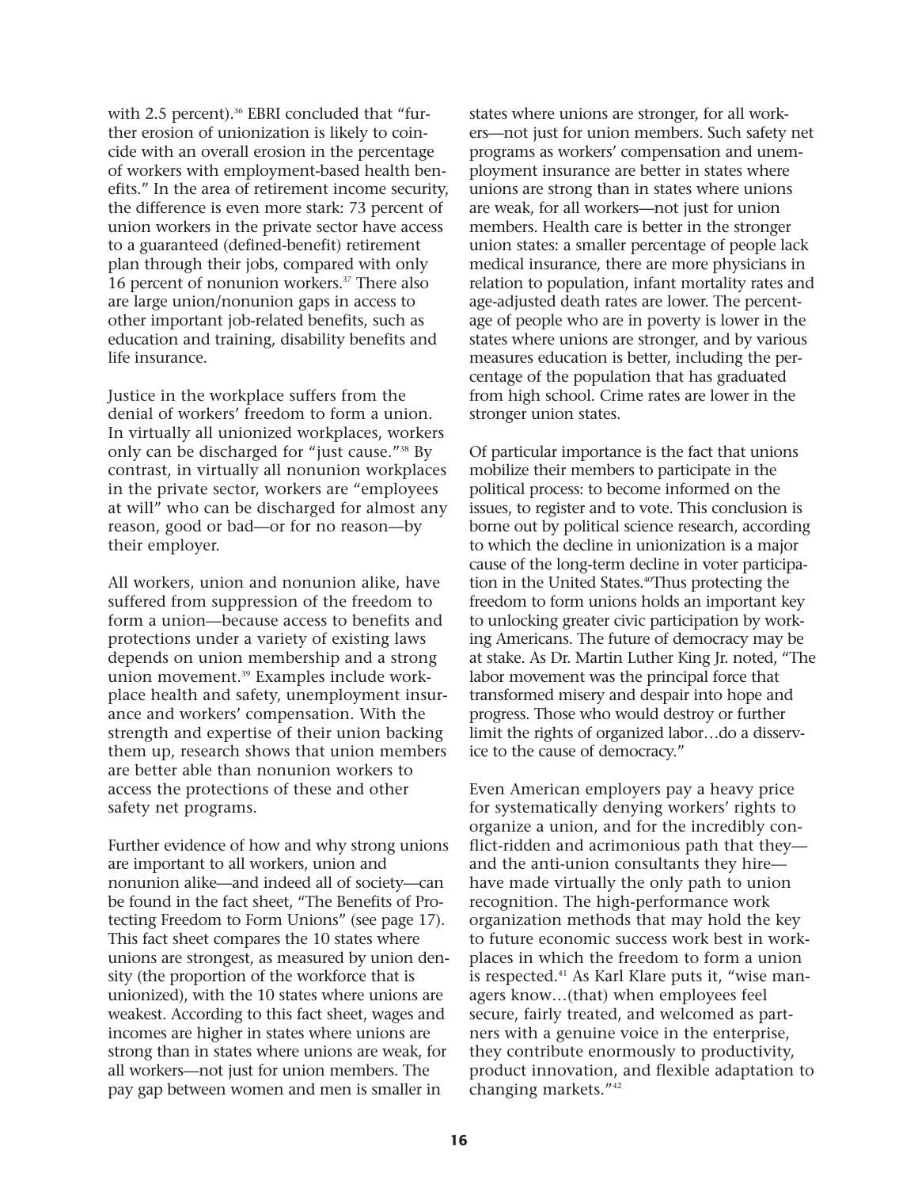with 2.5 percent).[36] EBRI concluded that "further erosion of unionization is likely to coincide with an overall erosion in the percentage of workers with employment-based health benefits." In the area of retirement income security, the difference is even more stark: 73 percent of union workers in the private sector have access to a guaranteed (defined-benefit) retirement plan through their jobs, compared with only 16 percent of nonunion workers.[37] There also are large union/nonunion gaps in access to other important job-related benefits, such as education and training, disability benefits and life insurance.

Justice in the workplace suffers from the denial of workers' freedom to form a union. In virtually all unionized workplaces, workers only can be discharged for "just cause."[38] By contrast, in virtually all nonunion workplaces in the private sector, workers are "employees at will" who can be discharged for almost any reason, good or bad—or for no reason—by their employer.

All workers, union and nonunion alike, have suffered from suppression of the freedom to form a union—because access to benefits and protections under a variety of existing laws depends on union membership and a strong union movement.[39] Examples include workplace health and safety, unemployment insurance and workers' compensation. With the strength and expertise of their union backing them up, research shows that union members are better able than nonunion workers to access the protections of these and other safety net programs.

Further evidence of how and why strong unions are important to all workers, union and nonunion alike—and indeed all of society—can be found in the fact sheet, "The Benefits of Protecting Freedom to Form Unions" (see page 17). This fact sheet compares the 10 states where unions are strongest, as measured by union density (the proportion of the workforce that is unionized), with the 10 states where unions are weakest. According to this fact sheet, wages and incomes are higher in states where unions are strong than in states where unions are weak, for all workers—not just for union members. The pay gap between women and men is smaller in states where unions are stronger, for all workers—not just for union members. Such safety net programs as workers' compensation and unemployment insurance are better in states where unions are strong than in states where unions are weak, for all workers—not just for union members. Health care is better in the stronger union states: a smaller percentage of people lack medical insurance, there are more physicians in relation to population, infant mortality rates and age-adjusted death rates are lower. The percentage of people who are in poverty is lower in the states where unions are stronger, and by various measures education is better, including the percentage of the population that has graduated from high school. Crime rates are lower in the stronger union states.

Of particular importance is the fact that unions mobilize their members to participate in the political process: to become informed on the issues, to register and to vote. This conclusion is borne out by political science research, according to which the decline in unionization is a major cause of the long-term decline in voter participation in the United States.[40] Thus protecting the freedom to form unions holds an important key to unlocking greater civic participation by working Americans. The future of democracy may be at stake. As Dr. Martin Luther King Jr. noted, "The labor movement was the principal force that transformed misery and despair into hope and progress. Those who would destroy or further limit the rights of organized labor…do a disservice to the cause of democracy."

Even American employers pay a heavy price for systematically denying workers' rights to organize a union, and for the incredibly conflict-ridden and acrimonious path that they—and the anti-union consultants they hire—have made virtually the only path to union recognition. The high-performance work organization methods that may hold the key to future economic success work best in workplaces in which the freedom to form a union is respected.[41] As Karl Klare puts it, "wise managers know…(that) when employees feel secure, fairly treated, and welcomed as partners with a genuine voice in the enterprise, they contribute enormously to productivity, product innovation, and flexible adaptation to changing markets."[42]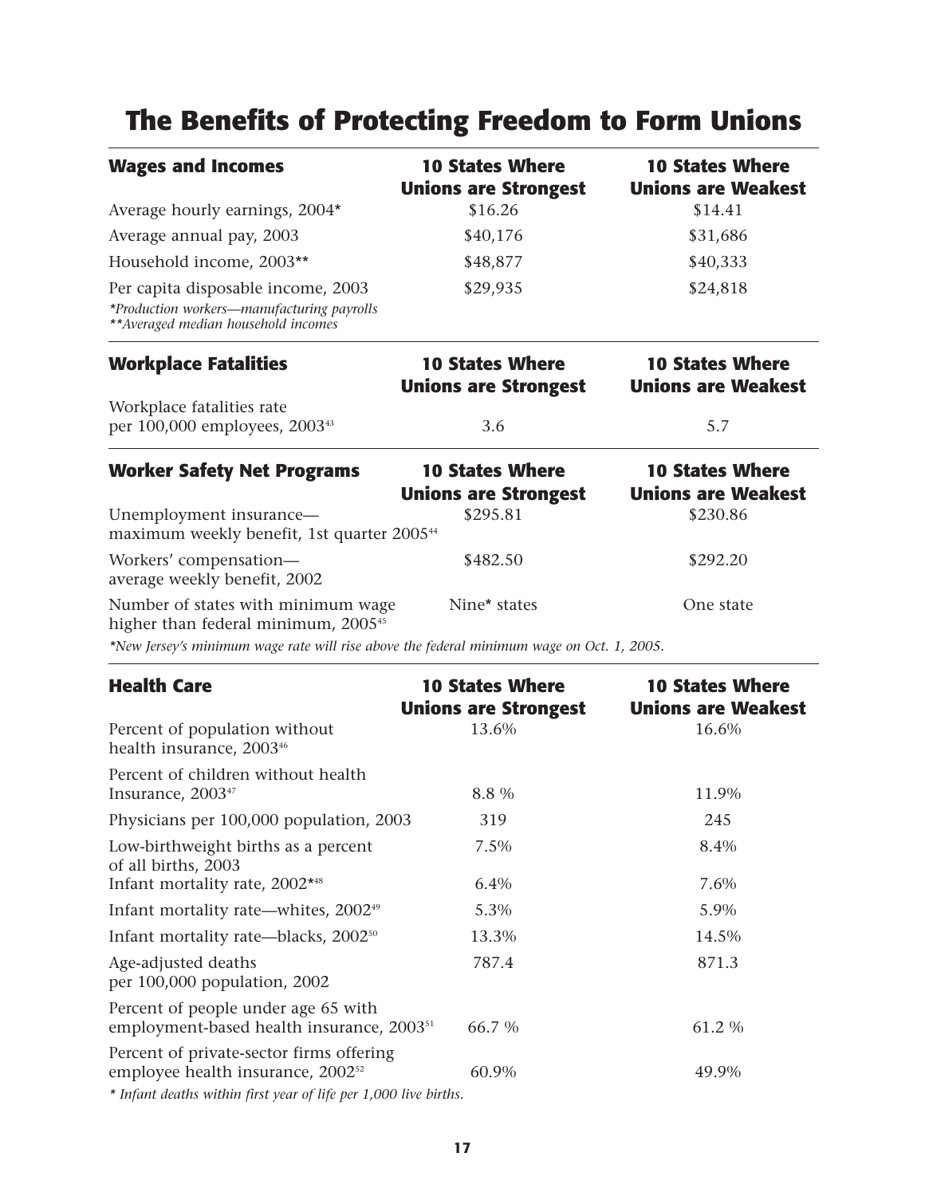# The Benefits of Protecting Freedom to Form Unions

| Wages and Incomes | 10 States Where Unions are Strongest | 10 States Where Unions are Weakest |
|---|---|---|
| Average hourly earnings, 2004* | $16.26 | $14.41 |
| Average annual pay, 2003 | $40,176 | $31,686 |
| Household income, 2003** | $48,877 | $40,333 |
| Per capita disposable income, 2003 | $29,935 | $24,818 |

*\*Production workers—manufacturing payrolls*
*\*\*Averaged median household incomes*

| Workplace Fatalities | 10 States Where Unions are Strongest | 10 States Where Unions are Weakest |
|---|---|---|
| Workplace fatalities rate per 100,000 employees, 2003[43] | 3.6 | 5.7 |

| Worker Safety Net Programs | 10 States Where Unions are Strongest | 10 States Where Unions are Weakest |
|---|---|---|
| Unemployment insurance—maximum weekly benefit, 1st quarter 2005[44] | $295.81 | $230.86 |
| Workers' compensation—average weekly benefit, 2002 | $482.50 | $292.20 |
| Number of states with minimum wage higher than federal minimum, 2005[45] | Nine* states | One state |

*\*New Jersey's minimum wage rate will rise above the federal minimum wage on Oct. 1, 2005.*

| Health Care | 10 States Where Unions are Strongest | 10 States Where Unions are Weakest |
|---|---|---|
| Percent of population without health insurance, 2003[46] | 13.6% | 16.6% |
| Percent of children without health Insurance, 2003[47] | 8.8 % | 11.9% |
| Physicians per 100,000 population, 2003 | 319 | 245 |
| Low-birthweight births as a percent of all births, 2003 | 7.5% | 8.4% |
| Infant mortality rate, 2002*[48] | 6.4% | 7.6% |
| Infant mortality rate—whites, 2002[49] | 5.3% | 5.9% |
| Infant mortality rate—blacks, 2002[50] | 13.3% | 14.5% |
| Age-adjusted deaths per 100,000 population, 2002 | 787.4 | 871.3 |
| Percent of people under age 65 with employment-based health insurance, 2003[51] | 66.7 % | 61.2 % |
| Percent of private-sector firms offering employee health insurance, 2002[52] | 60.9% | 49.9% |

*\* Infant deaths within first year of life per 1,000 live births.*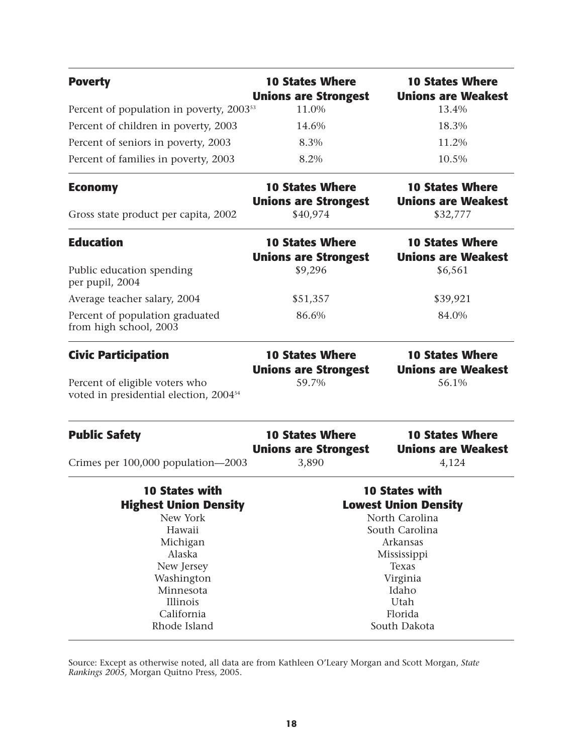| Poverty | 10 States Where Unions are Strongest | 10 States Where Unions are Weakest |
|---|---|---|
| Percent of population in poverty, 2003[53] | 11.0% | 13.4% |
| Percent of children in poverty, 2003 | 14.6% | 18.3% |
| Percent of seniors in poverty, 2003 | 8.3% | 11.2% |
| Percent of families in poverty, 2003 | 8.2% | 10.5% |

| Economy | 10 States Where Unions are Strongest | 10 States Where Unions are Weakest |
|---|---|---|
| Gross state product per capita, 2002 | $40,974 | $32,777 |

| Education | 10 States Where Unions are Strongest | 10 States Where Unions are Weakest |
|---|---|---|
| Public education spending per pupil, 2004 | $9,296 | $6,561 |
| Average teacher salary, 2004 | $51,357 | $39,921 |
| Percent of population graduated from high school, 2003 | 86.6% | 84.0% |

| Civic Participation | 10 States Where Unions are Strongest | 10 States Where Unions are Weakest |
|---|---|---|
| Percent of eligible voters who voted in presidential election, 2004[54] | 59.7% | 56.1% |

| Public Safety | 10 States Where Unions are Strongest | 10 States Where Unions are Weakest |
|---|---|---|
| Crimes per 100,000 population—2003 | 3,890 | 4,124 |

| 10 States with Highest Union Density | 10 States with Lowest Union Density |
|---|---|
| New York | North Carolina |
| Hawaii | South Carolina |
| Michigan | Arkansas |
| Alaska | Mississippi |
| New Jersey | Texas |
| Washington | Virginia |
| Minnesota | Idaho |
| Illinois | Utah |
| California | Florida |
| Rhode Island | South Dakota |

Source: Except as otherwise noted, all data are from Kathleen O'Leary Morgan and Scott Morgan, *State Rankings 2005,* Morgan Quitno Press, 2005.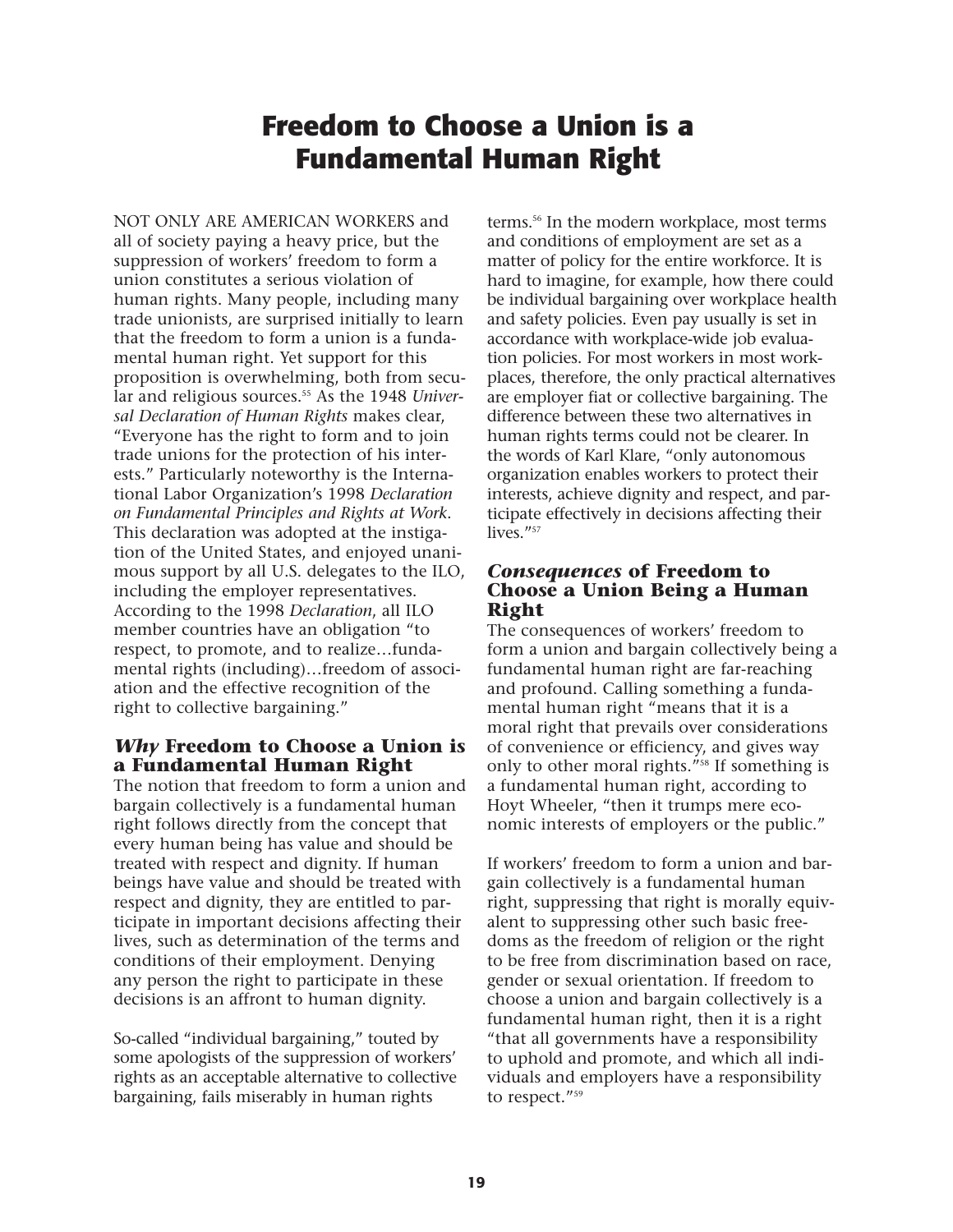# Freedom to Choose a Union is a Fundamental Human Right

NOT ONLY ARE AMERICAN WORKERS and all of society paying a heavy price, but the suppression of workers' freedom to form a union constitutes a serious violation of human rights. Many people, including many trade unionists, are surprised initially to learn that the freedom to form a union is a fundamental human right. Yet support for this proposition is overwhelming, both from secular and religious sources.[55] As the 1948 *Universal Declaration of Human Rights* makes clear, "Everyone has the right to form and to join trade unions for the protection of his interests." Particularly noteworthy is the International Labor Organization's 1998 *Declaration on Fundamental Principles and Rights at Work*. This declaration was adopted at the instigation of the United States, and enjoyed unanimous support by all U.S. delegates to the ILO, including the employer representatives. According to the 1998 *Declaration*, all ILO member countries have an obligation "to respect, to promote, and to realize…fundamental rights (including)…freedom of association and the effective recognition of the right to collective bargaining."

## *Why* Freedom to Choose a Union is a Fundamental Human Right

The notion that freedom to form a union and bargain collectively is a fundamental human right follows directly from the concept that every human being has value and should be treated with respect and dignity. If human beings have value and should be treated with respect and dignity, they are entitled to participate in important decisions affecting their lives, such as determination of the terms and conditions of their employment. Denying any person the right to participate in these decisions is an affront to human dignity.

So-called "individual bargaining," touted by some apologists of the suppression of workers' rights as an acceptable alternative to collective bargaining, fails miserably in human rights terms.[56] In the modern workplace, most terms and conditions of employment are set as a matter of policy for the entire workforce. It is hard to imagine, for example, how there could be individual bargaining over workplace health and safety policies. Even pay usually is set in accordance with workplace-wide job evaluation policies. For most workers in most workplaces, therefore, the only practical alternatives are employer fiat or collective bargaining. The difference between these two alternatives in human rights terms could not be clearer. In the words of Karl Klare, "only autonomous organization enables workers to protect their interests, achieve dignity and respect, and participate effectively in decisions affecting their lives."[57]

## *Consequences* of Freedom to Choose a Union Being a Human Right

The consequences of workers' freedom to form a union and bargain collectively being a fundamental human right are far-reaching and profound. Calling something a fundamental human right "means that it is a moral right that prevails over considerations of convenience or efficiency, and gives way only to other moral rights."[58] If something is a fundamental human right, according to Hoyt Wheeler, "then it trumps mere economic interests of employers or the public."

If workers' freedom to form a union and bargain collectively is a fundamental human right, suppressing that right is morally equivalent to suppressing other such basic freedoms as the freedom of religion or the right to be free from discrimination based on race, gender or sexual orientation. If freedom to choose a union and bargain collectively is a fundamental human right, then it is a right "that all governments have a responsibility to uphold and promote, and which all individuals and employers have a responsibility to respect."[59]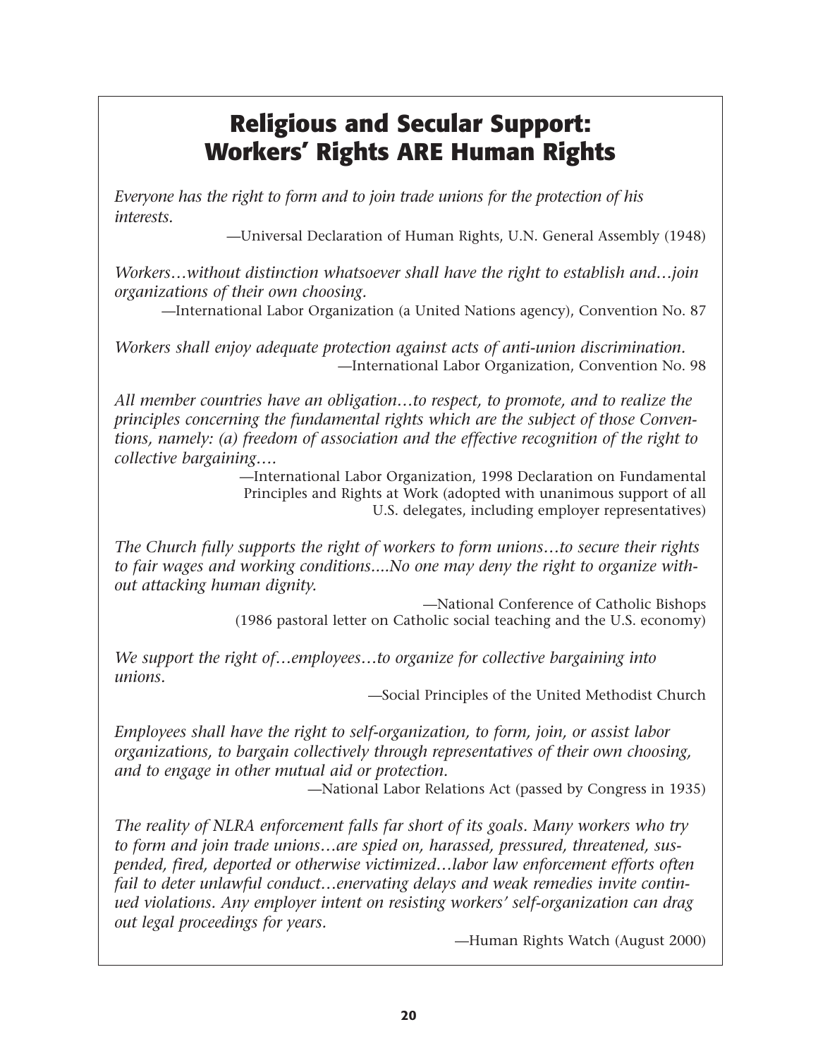# Religious and Secular Support: Workers' Rights ARE Human Rights

*Everyone has the right to form and to join trade unions for the protection of his interests.*

—Universal Declaration of Human Rights, U.N. General Assembly (1948)

*Workers…without distinction whatsoever shall have the right to establish and…join organizations of their own choosing.*

—International Labor Organization (a United Nations agency), Convention No. 87

*Workers shall enjoy adequate protection against acts of anti-union discrimination.*

—International Labor Organization, Convention No. 98

*All member countries have an obligation…to respect, to promote, and to realize the principles concerning the fundamental rights which are the subject of those Conventions, namely: (a) freedom of association and the effective recognition of the right to collective bargaining….*

—International Labor Organization, 1998 Declaration on Fundamental Principles and Rights at Work (adopted with unanimous support of all U.S. delegates, including employer representatives)

*The Church fully supports the right of workers to form unions…to secure their rights to fair wages and working conditions....No one may deny the right to organize without attacking human dignity.*

—National Conference of Catholic Bishops (1986 pastoral letter on Catholic social teaching and the U.S. economy)

*We support the right of…employees…to organize for collective bargaining into unions.*

—Social Principles of the United Methodist Church

*Employees shall have the right to self-organization, to form, join, or assist labor organizations, to bargain collectively through representatives of their own choosing, and to engage in other mutual aid or protection.*

—National Labor Relations Act (passed by Congress in 1935)

*The reality of NLRA enforcement falls far short of its goals. Many workers who try to form and join trade unions…are spied on, harassed, pressured, threatened, suspended, fired, deported or otherwise victimized…labor law enforcement efforts often fail to deter unlawful conduct…enervating delays and weak remedies invite continued violations. Any employer intent on resisting workers' self-organization can drag out legal proceedings for years.*

—Human Rights Watch (August 2000)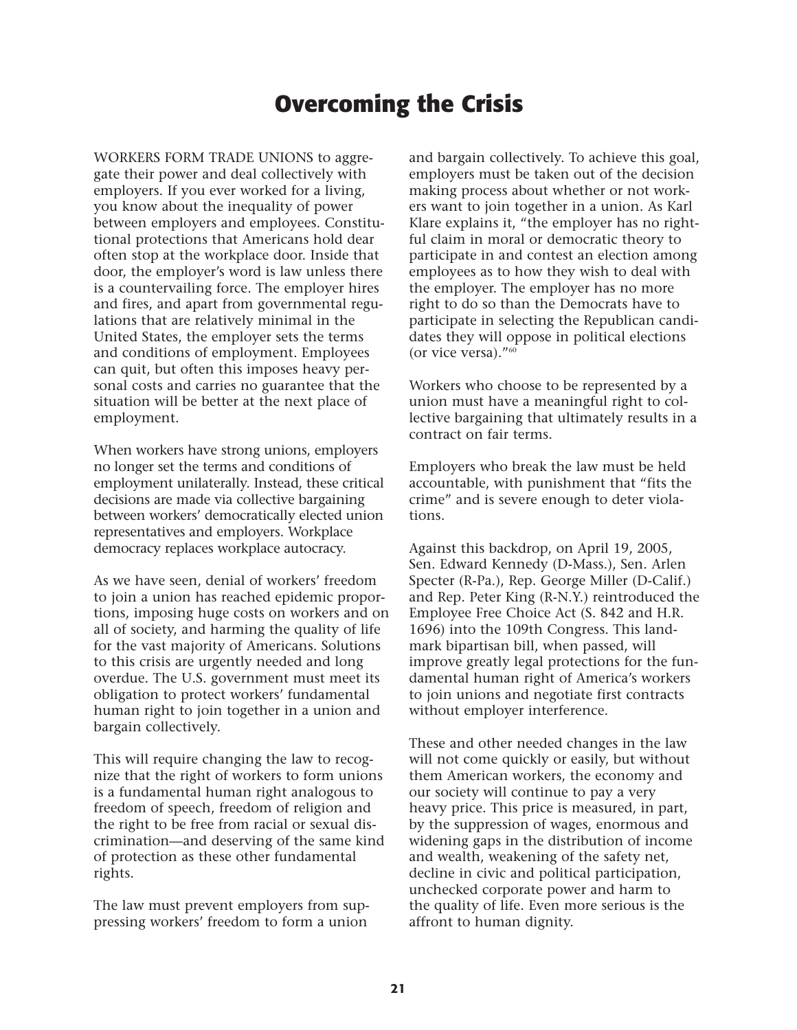# Overcoming the Crisis

WORKERS FORM TRADE UNIONS to aggregate their power and deal collectively with employers. If you ever worked for a living, you know about the inequality of power between employers and employees. Constitutional protections that Americans hold dear often stop at the workplace door. Inside that door, the employer's word is law unless there is a countervailing force. The employer hires and fires, and apart from governmental regulations that are relatively minimal in the United States, the employer sets the terms and conditions of employment. Employees can quit, but often this imposes heavy personal costs and carries no guarantee that the situation will be better at the next place of employment.

When workers have strong unions, employers no longer set the terms and conditions of employment unilaterally. Instead, these critical decisions are made via collective bargaining between workers' democratically elected union representatives and employers. Workplace democracy replaces workplace autocracy.

As we have seen, denial of workers' freedom to join a union has reached epidemic proportions, imposing huge costs on workers and on all of society, and harming the quality of life for the vast majority of Americans. Solutions to this crisis are urgently needed and long overdue. The U.S. government must meet its obligation to protect workers' fundamental human right to join together in a union and bargain collectively.

This will require changing the law to recognize that the right of workers to form unions is a fundamental human right analogous to freedom of speech, freedom of religion and the right to be free from racial or sexual discrimination—and deserving of the same kind of protection as these other fundamental rights.

The law must prevent employers from suppressing workers' freedom to form a union and bargain collectively. To achieve this goal, employers must be taken out of the decision making process about whether or not workers want to join together in a union. As Karl Klare explains it, "the employer has no rightful claim in moral or democratic theory to participate in and contest an election among employees as to how they wish to deal with the employer. The employer has no more right to do so than the Democrats have to participate in selecting the Republican candidates they will oppose in political elections (or vice versa)."[60]

Workers who choose to be represented by a union must have a meaningful right to collective bargaining that ultimately results in a contract on fair terms.

Employers who break the law must be held accountable, with punishment that "fits the crime" and is severe enough to deter violations.

Against this backdrop, on April 19, 2005, Sen. Edward Kennedy (D-Mass.), Sen. Arlen Specter (R-Pa.), Rep. George Miller (D-Calif.) and Rep. Peter King (R-N.Y.) reintroduced the Employee Free Choice Act (S. 842 and H.R. 1696) into the 109th Congress. This landmark bipartisan bill, when passed, will improve greatly legal protections for the fundamental human right of America's workers to join unions and negotiate first contracts without employer interference.

These and other needed changes in the law will not come quickly or easily, but without them American workers, the economy and our society will continue to pay a very heavy price. This price is measured, in part, by the suppression of wages, enormous and widening gaps in the distribution of income and wealth, weakening of the safety net, decline in civic and political participation, unchecked corporate power and harm to the quality of life. Even more serious is the affront to human dignity.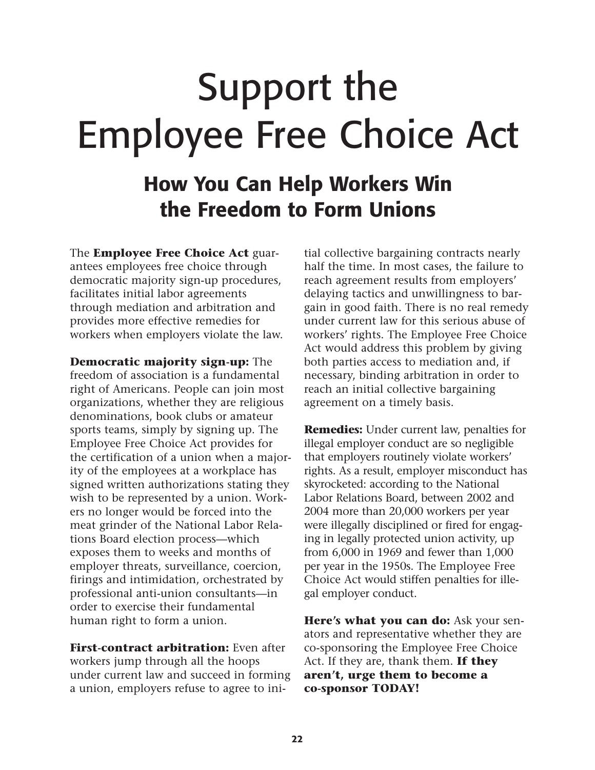# Support the Employee Free Choice Act

## How You Can Help Workers Win the Freedom to Form Unions

The **Employee Free Choice Act** guarantees employees free choice through democratic majority sign-up procedures, facilitates initial labor agreements through mediation and arbitration and provides more effective remedies for workers when employers violate the law.

**Democratic majority sign-up:** The freedom of association is a fundamental right of Americans. People can join most organizations, whether they are religious denominations, book clubs or amateur sports teams, simply by signing up. The Employee Free Choice Act provides for the certification of a union when a majority of the employees at a workplace has signed written authorizations stating they wish to be represented by a union. Workers no longer would be forced into the meat grinder of the National Labor Relations Board election process—which exposes them to weeks and months of employer threats, surveillance, coercion, firings and intimidation, orchestrated by professional anti-union consultants—in order to exercise their fundamental human right to form a union.

**First-contract arbitration:** Even after workers jump through all the hoops under current law and succeed in forming a union, employers refuse to agree to initial collective bargaining contracts nearly half the time. In most cases, the failure to reach agreement results from employers' delaying tactics and unwillingness to bargain in good faith. There is no real remedy under current law for this serious abuse of workers' rights. The Employee Free Choice Act would address this problem by giving both parties access to mediation and, if necessary, binding arbitration in order to reach an initial collective bargaining agreement on a timely basis.

**Remedies:** Under current law, penalties for illegal employer conduct are so negligible that employers routinely violate workers' rights. As a result, employer misconduct has skyrocketed: according to the National Labor Relations Board, between 2002 and 2004 more than 20,000 workers per year were illegally disciplined or fired for engaging in legally protected union activity, up from 6,000 in 1969 and fewer than 1,000 per year in the 1950s. The Employee Free Choice Act would stiffen penalties for illegal employer conduct.

**Here's what you can do:** Ask your senators and representative whether they are co-sponsoring the Employee Free Choice Act. If they are, thank them. **If they aren't, urge them to become a co-sponsor TODAY!**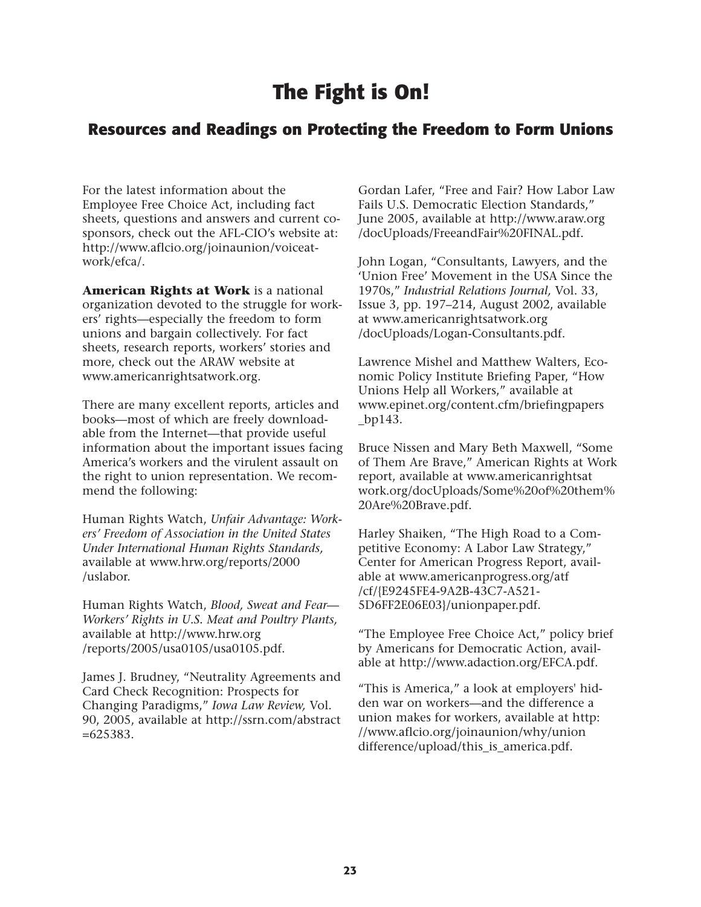# The Fight is On!

## Resources and Readings on Protecting the Freedom to Form Unions

For the latest information about the Employee Free Choice Act, including fact sheets, questions and answers and current co-sponsors, check out the AFL-CIO's website at: http://www.aflcio.org/joinaunion/voiceatwork/efca/.

**American Rights at Work** is a national organization devoted to the struggle for workers' rights—especially the freedom to form unions and bargain collectively. For fact sheets, research reports, workers' stories and more, check out the ARAW website at www.americanrightsatwork.org.

There are many excellent reports, articles and books—most of which are freely downloadable from the Internet—that provide useful information about the important issues facing America's workers and the virulent assault on the right to union representation. We recommend the following:

Human Rights Watch, *Unfair Advantage: Workers' Freedom of Association in the United States Under International Human Rights Standards,* available at www.hrw.org/reports/2000/uslabor.

Human Rights Watch, *Blood, Sweat and Fear—Workers' Rights in U.S. Meat and Poultry Plants,* available at http://www.hrw.org/reports/2005/usa0105/usa0105.pdf.

James J. Brudney, "Neutrality Agreements and Card Check Recognition: Prospects for Changing Paradigms," *Iowa Law Review,* Vol. 90, 2005, available at http://ssrn.com/abstract=625383.

Gordan Lafer, "Free and Fair? How Labor Law Fails U.S. Democratic Election Standards," June 2005, available at http://www.araw.org/docUploads/FreeandFair%20FINAL.pdf.

John Logan, "Consultants, Lawyers, and the 'Union Free' Movement in the USA Since the 1970s," *Industrial Relations Journal,* Vol. 33, Issue 3, pp. 197–214, August 2002, available at www.americanrightsatwork.org/docUploads/Logan-Consultants.pdf.

Lawrence Mishel and Matthew Walters, Economic Policy Institute Briefing Paper, "How Unions Help all Workers," available at www.epinet.org/content.cfm/briefingpapers_bp143.

Bruce Nissen and Mary Beth Maxwell, "Some of Them Are Brave," American Rights at Work report, available at www.americanrightsatwork.org/docUploads/Some%20of%20them%20Are%20Brave.pdf.

Harley Shaiken, "The High Road to a Competitive Economy: A Labor Law Strategy," Center for American Progress Report, available at www.americanprogress.org/atf/cf/{E9245FE4-9A2B-43C7-A521-5D6FF2E06E03}/unionpaper.pdf.

"The Employee Free Choice Act," policy brief by Americans for Democratic Action, available at http://www.adaction.org/EFCA.pdf.

"This is America," a look at employers' hidden war on workers—and the difference a union makes for workers, available at http://www.aflcio.org/joinaunion/why/uniondifference/upload/this_is_america.pdf.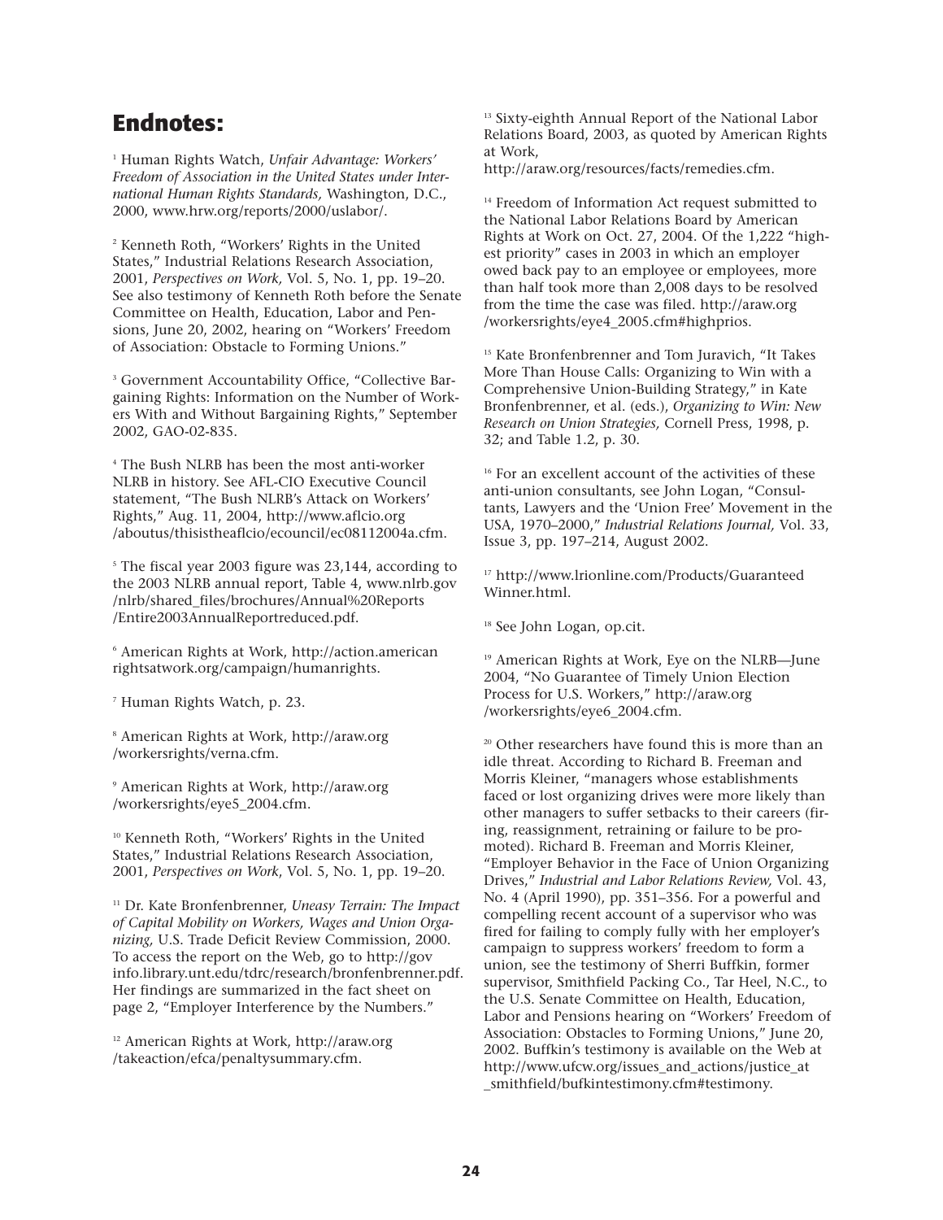## Endnotes:

[1] Human Rights Watch, *Unfair Advantage: Workers' Freedom of Association in the United States under International Human Rights Standards,* Washington, D.C., 2000, www.hrw.org/reports/2000/uslabor/.

[2] Kenneth Roth, "Workers' Rights in the United States," Industrial Relations Research Association, 2001, *Perspectives on Work,* Vol. 5, No. 1, pp. 19–20. See also testimony of Kenneth Roth before the Senate Committee on Health, Education, Labor and Pensions, June 20, 2002, hearing on "Workers' Freedom of Association: Obstacle to Forming Unions."

[3] Government Accountability Office, "Collective Bargaining Rights: Information on the Number of Workers With and Without Bargaining Rights," September 2002, GAO-02-835.

[4] The Bush NLRB has been the most anti-worker NLRB in history. See AFL-CIO Executive Council statement, "The Bush NLRB's Attack on Workers' Rights," Aug. 11, 2004, http://www.aflcio.org/aboutus/thisistheaflcio/ecouncil/ec08112004a.cfm.

[5] The fiscal year 2003 figure was 23,144, according to the 2003 NLRB annual report, Table 4, www.nlrb.gov/nlrb/shared_files/brochures/Annual%20Reports/Entire2003AnnualReportreduced.pdf.

[6] American Rights at Work, http://action.americanrightsatwork.org/campaign/humanrights.

[7] Human Rights Watch, p. 23.

[8] American Rights at Work, http://araw.org/workersrights/verna.cfm.

[9] American Rights at Work, http://araw.org/workersrights/eye5_2004.cfm.

[10] Kenneth Roth, "Workers' Rights in the United States," Industrial Relations Research Association, 2001, *Perspectives on Work*, Vol. 5, No. 1, pp. 19–20.

[11] Dr. Kate Bronfenbrenner, *Uneasy Terrain: The Impact of Capital Mobility on Workers, Wages and Union Organizing,* U.S. Trade Deficit Review Commission, 2000. To access the report on the Web, go to http://govinfo.library.unt.edu/tdrc/research/bronfenbrenner.pdf. Her findings are summarized in the fact sheet on page 2, "Employer Interference by the Numbers."

[12] American Rights at Work, http://araw.org/takeaction/efca/penaltysummary.cfm.

[13] Sixty-eighth Annual Report of the National Labor Relations Board, 2003, as quoted by American Rights at Work, http://araw.org/resources/facts/remedies.cfm.

[14] Freedom of Information Act request submitted to the National Labor Relations Board by American Rights at Work on Oct. 27, 2004. Of the 1,222 "highest priority" cases in 2003 in which an employer owed back pay to an employee or employees, more than half took more than 2,008 days to be resolved from the time the case was filed. http://araw.org/workersrights/eye4_2005.cfm#highprios.

[15] Kate Bronfenbrenner and Tom Juravich, "It Takes More Than House Calls: Organizing to Win with a Comprehensive Union-Building Strategy," in Kate Bronfenbrenner, et al. (eds.), *Organizing to Win: New Research on Union Strategies,* Cornell Press, 1998, p. 32; and Table 1.2, p. 30.

[16] For an excellent account of the activities of these anti-union consultants, see John Logan, "Consultants, Lawyers and the 'Union Free' Movement in the USA, 1970–2000," *Industrial Relations Journal,* Vol. 33, Issue 3, pp. 197–214, August 2002.

[17] http://www.lrionline.com/Products/GuaranteedWinner.html.

[18] See John Logan, op.cit.

[19] American Rights at Work, Eye on the NLRB—June 2004, "No Guarantee of Timely Union Election Process for U.S. Workers," http://araw.org/workersrights/eye6_2004.cfm.

[20] Other researchers have found this is more than an idle threat. According to Richard B. Freeman and Morris Kleiner, "managers whose establishments faced or lost organizing drives were more likely than other managers to suffer setbacks to their careers (firing, reassignment, retraining or failure to be promoted). Richard B. Freeman and Morris Kleiner, "Employer Behavior in the Face of Union Organizing Drives," *Industrial and Labor Relations Review,* Vol. 43, No. 4 (April 1990), pp. 351–356. For a powerful and compelling recent account of a supervisor who was fired for failing to comply fully with her employer's campaign to suppress workers' freedom to form a union, see the testimony of Sherri Buffkin, former supervisor, Smithfield Packing Co., Tar Heel, N.C., to the U.S. Senate Committee on Health, Education, Labor and Pensions hearing on "Workers' Freedom of Association: Obstacles to Forming Unions," June 20, 2002. Buffkin's testimony is available on the Web at http://www.ufcw.org/issues_and_actions/justice_at_smithfield/bufkintestimony.cfm#testimony.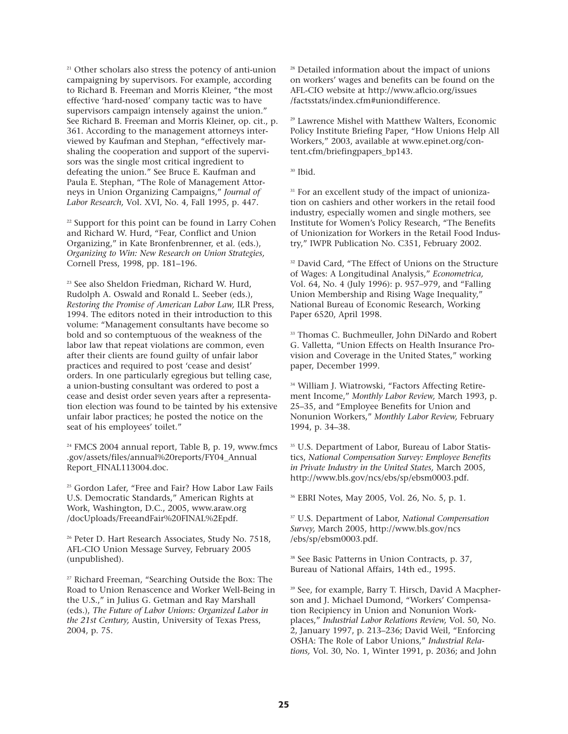[21] Other scholars also stress the potency of anti-union campaigning by supervisors. For example, according to Richard B. Freeman and Morris Kleiner, "the most effective 'hard-nosed' company tactic was to have supervisors campaign intensely against the union." See Richard B. Freeman and Morris Kleiner, op. cit., p. 361. According to the management attorneys interviewed by Kaufman and Stephan, "effectively marshaling the cooperation and support of the supervisors was the single most critical ingredient to defeating the union." See Bruce E. Kaufman and Paula E. Stephan, "The Role of Management Attorneys in Union Organizing Campaigns," *Journal of Labor Research,* Vol. XVI, No. 4, Fall 1995, p. 447.

[22] Support for this point can be found in Larry Cohen and Richard W. Hurd, "Fear, Conflict and Union Organizing," in Kate Bronfenbrenner, et al. (eds.), *Organizing to Win: New Research on Union Strategies,* Cornell Press, 1998, pp. 181–196.

[23] See also Sheldon Friedman, Richard W. Hurd, Rudolph A. Oswald and Ronald L. Seeber (eds.), *Restoring the Promise of American Labor Law,* ILR Press, 1994. The editors noted in their introduction to this volume: "Management consultants have become so bold and so contemptuous of the weakness of the labor law that repeat violations are common, even after their clients are found guilty of unfair labor practices and required to post 'cease and desist' orders. In one particularly egregious but telling case, a union-busting consultant was ordered to post a cease and desist order seven years after a representation election was found to be tainted by his extensive unfair labor practices; he posted the notice on the seat of his employees' toilet."

[24] FMCS 2004 annual report, Table B, p. 19, www.fmcs.gov/assets/files/annual%20reports/FY04_Annual Report_FINAL113004.doc.

[25] Gordon Lafer, "Free and Fair? How Labor Law Fails U.S. Democratic Standards," American Rights at Work, Washington, D.C., 2005, www.araw.org/docUploads/FreeandFair%20FINAL%2Epdf.

[26] Peter D. Hart Research Associates, Study No. 7518, AFL-CIO Union Message Survey, February 2005 (unpublished).

[27] Richard Freeman, "Searching Outside the Box: The Road to Union Renascence and Worker Well-Being in the U.S.," in Julius G. Getman and Ray Marshall (eds.), *The Future of Labor Unions: Organized Labor in the 21st Century,* Austin, University of Texas Press, 2004, p. 75.

[28] Detailed information about the impact of unions on workers' wages and benefits can be found on the AFL-CIO website at http://www.aflcio.org/issues/factsstats/index.cfm#uniondifference.

[29] Lawrence Mishel with Matthew Walters, Economic Policy Institute Briefing Paper, "How Unions Help All Workers," 2003, available at www.epinet.org/content.cfm/briefingpapers_bp143.

[30] Ibid.

[31] For an excellent study of the impact of unionization on cashiers and other workers in the retail food industry, especially women and single mothers, see Institute for Women's Policy Research, "The Benefits of Unionization for Workers in the Retail Food Industry," IWPR Publication No. C351, February 2002.

[32] David Card, "The Effect of Unions on the Structure of Wages: A Longitudinal Analysis," *Econometrica,* Vol. 64, No. 4 (July 1996): p. 957–979, and "Falling Union Membership and Rising Wage Inequality," National Bureau of Economic Research, Working Paper 6520, April 1998.

[33] Thomas C. Buchmeuller, John DiNardo and Robert G. Valletta, "Union Effects on Health Insurance Provision and Coverage in the United States," working paper, December 1999.

[34] William J. Wiatrowski, "Factors Affecting Retirement Income," *Monthly Labor Review,* March 1993, p. 25–35, and "Employee Benefits for Union and Nonunion Workers," *Monthly Labor Review,* February 1994, p. 34–38.

[35] U.S. Department of Labor, Bureau of Labor Statistics, *National Compensation Survey: Employee Benefits in Private Industry in the United States,* March 2005, http://www.bls.gov/ncs/ebs/sp/ebsm0003.pdf.

[36] EBRI Notes, May 2005, Vol. 26, No. 5, p. 1.

[37] U.S. Department of Labor, *National Compensation Survey,* March 2005, http://www.bls.gov/ncs/ebs/sp/ebsm0003.pdf.

[38] See Basic Patterns in Union Contracts, p. 37, Bureau of National Affairs, 14th ed., 1995.

[39] See, for example, Barry T. Hirsch, David A Macpherson and J. Michael Dumond, "Workers' Compensation Recipiency in Union and Nonunion Workplaces," *Industrial Labor Relations Review,* Vol. 50, No. 2, January 1997, p. 213–236; David Weil, "Enforcing OSHA: The Role of Labor Unions," *Industrial Relations,* Vol. 30, No. 1, Winter 1991, p. 2036; and John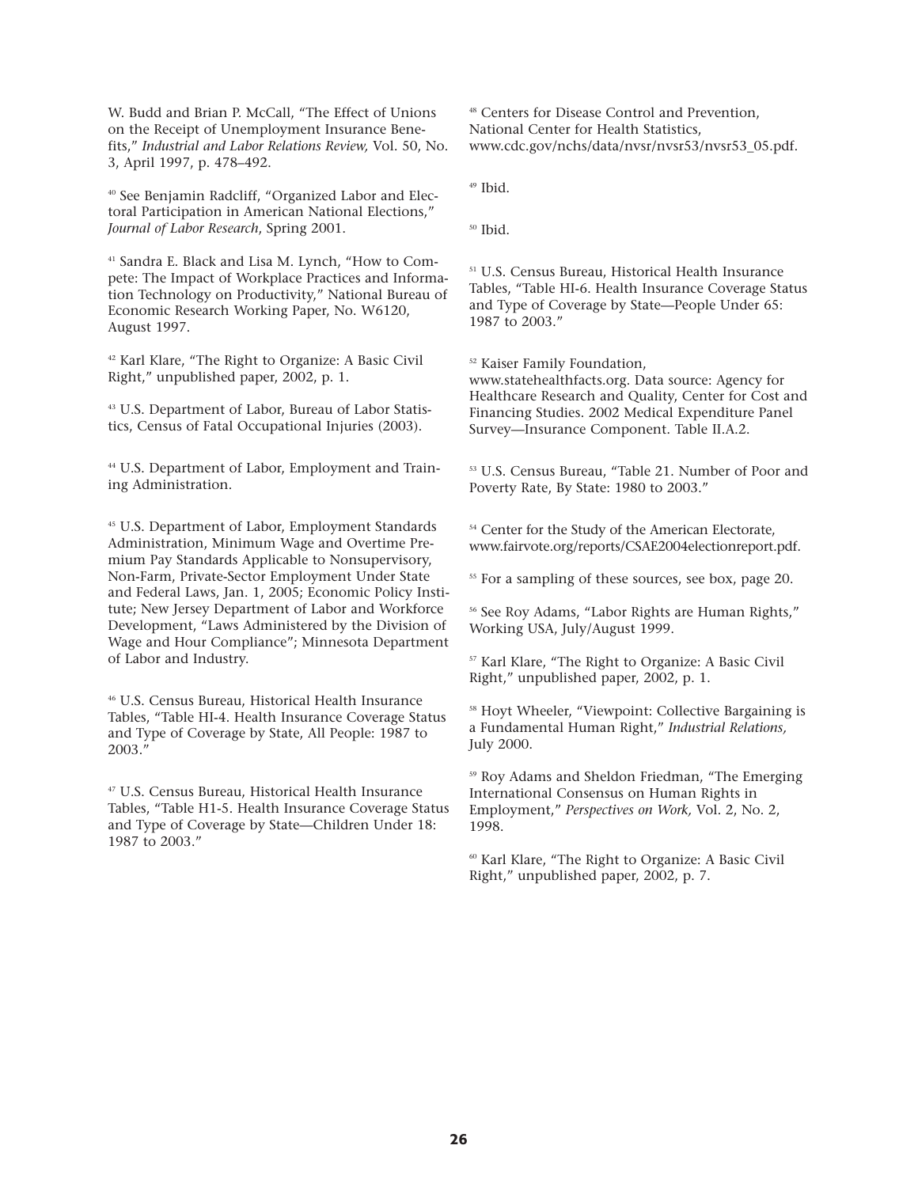W. Budd and Brian P. McCall, "The Effect of Unions on the Receipt of Unemployment Insurance Benefits," *Industrial and Labor Relations Review,* Vol. 50, No. 3, April 1997, p. 478–492.

[40] See Benjamin Radcliff, "Organized Labor and Electoral Participation in American National Elections," *Journal of Labor Research*, Spring 2001.

[41] Sandra E. Black and Lisa M. Lynch, "How to Compete: The Impact of Workplace Practices and Information Technology on Productivity," National Bureau of Economic Research Working Paper, No. W6120, August 1997.

[42] Karl Klare, "The Right to Organize: A Basic Civil Right," unpublished paper, 2002, p. 1.

[43] U.S. Department of Labor, Bureau of Labor Statistics, Census of Fatal Occupational Injuries (2003).

[44] U.S. Department of Labor, Employment and Training Administration.

[45] U.S. Department of Labor, Employment Standards Administration, Minimum Wage and Overtime Premium Pay Standards Applicable to Nonsupervisory, Non-Farm, Private-Sector Employment Under State and Federal Laws, Jan. 1, 2005; Economic Policy Institute; New Jersey Department of Labor and Workforce Development, "Laws Administered by the Division of Wage and Hour Compliance"; Minnesota Department of Labor and Industry.

[46] U.S. Census Bureau, Historical Health Insurance Tables, "Table HI-4. Health Insurance Coverage Status and Type of Coverage by State, All People: 1987 to 2003."

[47] U.S. Census Bureau, Historical Health Insurance Tables, "Table H1-5. Health Insurance Coverage Status and Type of Coverage by State—Children Under 18: 1987 to 2003."

[48] Centers for Disease Control and Prevention, National Center for Health Statistics, www.cdc.gov/nchs/data/nvsr/nvsr53/nvsr53_05.pdf.

[49] Ibid.

[50] Ibid.

[51] U.S. Census Bureau, Historical Health Insurance Tables, "Table HI-6. Health Insurance Coverage Status and Type of Coverage by State—People Under 65: 1987 to 2003."

[52] Kaiser Family Foundation, www.statehealthfacts.org. Data source: Agency for Healthcare Research and Quality, Center for Cost and Financing Studies. 2002 Medical Expenditure Panel Survey—Insurance Component. Table II.A.2.

[53] U.S. Census Bureau, "Table 21. Number of Poor and Poverty Rate, By State: 1980 to 2003."

[54] Center for the Study of the American Electorate, www.fairvote.org/reports/CSAE2004electionreport.pdf.

[55] For a sampling of these sources, see box, page 20.

[56] See Roy Adams, "Labor Rights are Human Rights," Working USA, July/August 1999.

[57] Karl Klare, "The Right to Organize: A Basic Civil Right," unpublished paper, 2002, p. 1.

[58] Hoyt Wheeler, "Viewpoint: Collective Bargaining is a Fundamental Human Right," *Industrial Relations,* July 2000.

[59] Roy Adams and Sheldon Friedman, "The Emerging International Consensus on Human Rights in Employment," *Perspectives on Work,* Vol. 2, No. 2, 1998.

[60] Karl Klare, "The Right to Organize: A Basic Civil Right," unpublished paper, 2002, p. 7.